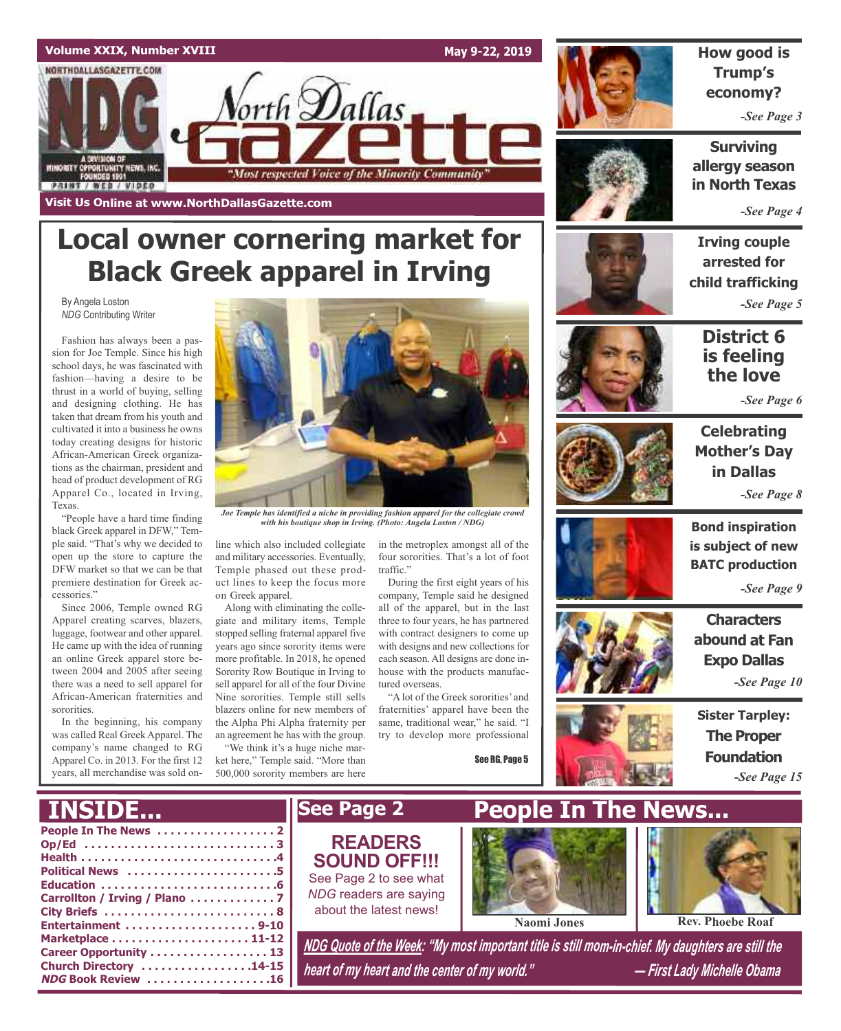Volume XXIX, Number XVIII — May 9-22, 2019

# North Dallas Gazette

"Most respected Voice of the Minority Community"

NORTHDALLASGAZETTE.COM — NDG — A DIVISION OF MINORITY OPPORTUNITY NEWS, INC. FOUNDED 1991 — PRINT / WEB / VIDEO

Visit Us Online at www.NorthDallasGazette.com

# Local owner cornering market for Black Greek apparel in Irving

By Angela Loston
*NDG* Contributing Writer

Fashion has always been a passion for Joe Temple. Since his high school days, he was fascinated with fashion—having a desire to be thrust in a world of buying, selling and designing clothing. He has taken that dream from his youth and cultivated it into a business he owns today creating designs for historic African-American Greek organizations as the chairman, president and head of product development of RG Apparel Co., located in Irving, Texas.

"People have a hard time finding black Greek apparel in DFW," Temple said. "That's why we decided to open up the store to capture the DFW market so that we can be that premiere destination for Greek accessories."

Since 2006, Temple owned RG Apparel creating scarves, blazers, luggage, footwear and other apparel. He came up with the idea of running an online Greek apparel store between 2004 and 2005 after seeing there was a need to sell apparel for African-American fraternities and sororities.

In the beginning, his company was called Real Greek Apparel. The company's name changed to RG Apparel Co. in 2013. For the first 12 years, all merchandise was sold online which also included collegiate and military accessories. Eventually, Temple phased out these product lines to keep the focus more on Greek apparel.

Along with eliminating the collegiate and military items, Temple stopped selling fraternal apparel five years ago since sorority items were more profitable. In 2018, he opened Sorority Row Boutique in Irving to sell apparel for all of the four Divine Nine sororities. Temple still sells blazers online for new members of the Alpha Phi Alpha fraternity per an agreement he has with the group.

"We think it's a huge niche market here," Temple said. "More than 500,000 sorority members are here in the metroplex amongst all of the four sororities. That's a lot of foot traffic."

During the first eight years of his company, Temple said he designed all of the apparel, but in the last three to four years, he has partnered with contract designers to come up with designs and new collections for each season. All designs are done in-house with the products manufactured overseas.

"A lot of the Greek sororities' and fraternities' apparel have been the same, traditional wear," he said. "I try to develop more professional

See RG, Page 5

*Joe Temple has identified a niche in providing fashion apparel for the collegiate crowd with his boutique shop in Irving. (Photo: Angela Loston / NDG)*

---

**How good is Trump's economy?** *-See Page 3*

**Surviving allergy season in North Texas** *-See Page 4*

**Irving couple arrested for child trafficking** *-See Page 5*

**District 6 is feeling the love** *-See Page 6*

**Celebrating Mother's Day in Dallas** *-See Page 8*

**Bond inspiration is subject of new BATC production** *-See Page 9*

**Characters abound at Fan Expo Dallas** *-See Page 10*

**Sister Tarpley: The Proper Foundation** *-See Page 15*

---

# INSIDE...

- People In The News .................. 2
- Op/Ed .................................. 3
- Health .................................. 4
- Political News ........................ 5
- Education .............................. 6
- Carrollton / Irving / Plano ........... 7
- City Briefs ............................ 8
- Entertainment ..................... 9-10
- Marketplace ....................... 11-12
- Career Opportunity .................. 13
- Church Directory .................. 14-15
- *NDG* Book Review .................. 16

## See Page 2

**READERS SOUND OFF!!!**
See Page 2 to see what *NDG* readers are saying about the latest news!

## People In The News...

Naomi Jones

Rev. Phoebe Roaf

*NDG Quote of the Week: "My most important title is still mom-in-chief. My daughters are still the heart of my heart and the center of my world." — First Lady Michelle Obama*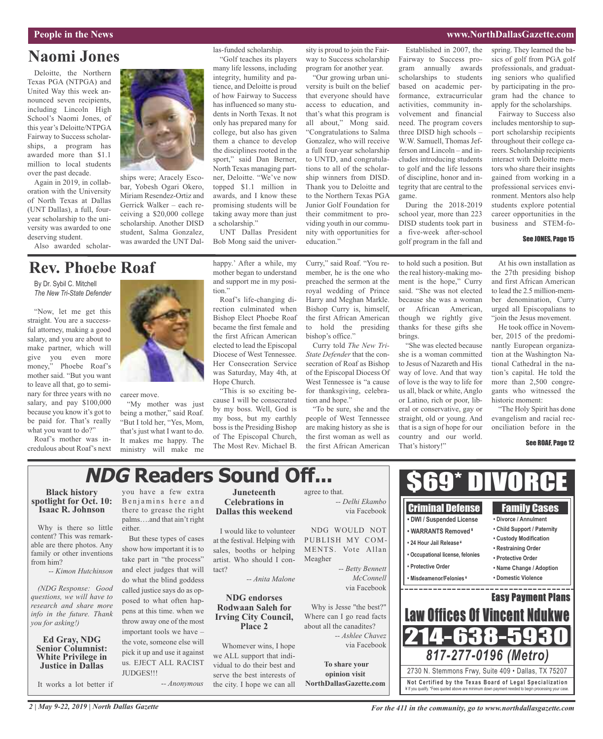# Naomi Jones

Deloitte, the Northern Texas PGA (NTPGA) and United Way this week announced seven recipients, including Lincoln High School's Naomi Jones, of this year's Deloitte/NTPGA Fairway to Success scholarships, a program has awarded more than $1.1 million to local students over the past decade.

Again in 2019, in collaboration with the University of North Texas at Dallas (UNT Dallas), a full, four-year scholarship to the university was awarded to one deserving student.

Also awarded scholarships were; Aracely Escobar, Yobesh Ogari Okero, Miriam Resendez-Ortiz and Gerrick Walker – each receiving a $20,000 college scholarship. Another DISD student, Salma Gonzalez, was awarded the UNT Dallas-funded scholarship.

"Golf teaches its players many life lessons, including integrity, humility and patience, and Deloitte is proud of how Fairway to Success has influenced so many students in North Texas. It not only has prepared many for college, but also has given them a chance to develop the disciplines rooted in the sport," said Dan Berner, North Texas managing partner, Deloitte. "We've now topped $1.1 million in awards, and I know these promising students will be taking away more than just a scholarship."

UNT Dallas President Bob Mong said the university is proud to join the Fairway to Success scholarship program for another year.

"Our growing urban university is built on the belief that everyone should have access to education, and that's what this program is all about," Mong said. "Congratulations to Salma Gonzalez, who will receive a full four-year scholarship to UNTD, and congratulations to all of the scholarship winners from DISD. Thank you to Deloitte and to the Northern Texas PGA Junior Golf Foundation for their commitment to providing youth in our community with opportunities for education."

Established in 2007, the Fairway to Success program annually awards scholarships to students based on academic performance, extracurricular activities, community involvement and financial need. The program covers three DISD high schools – W.W. Samuell, Thomas Jefferson and Lincoln – and includes introducing students to golf and the life lessons of discipline, honor and integrity that are central to the game.

During the 2018-2019 school year, more than 223 DISD students took part in a five-week after-school golf program in the fall and spring. They learned the basics of golf from PGA golf professionals, and graduating seniors who qualified by participating in the program had the chance to apply for the scholarships.

Fairway to Success also includes mentorship to support scholarship recipients throughout their college careers. Scholarship recipients interact with Deloitte mentors who share their insights gained from working in a professional services environment. Mentors also help students explore potential career opportunities in the business and STEM-fo-

**See JONES, Page 15**

# Rev. Phoebe Roaf

By Dr. Sybil C. Mitchell
*The New Tri-State Defender*

"Now, let me get this straight. You are a successful attorney, making a good salary, and you are about to make partner, which will give you even more money," Phoebe Roaf's mother said. "But you want to leave all that, go to seminary for three years with no salary, and pay $100,000 because you know it's got to be paid for. That's really what you want to do?"

Roaf's mother was incredulous about Roaf's next career move.

"My mother was just being a mother," said Roaf. "But I told her, "Yes, Mom, that's just what I want to do. It makes me happy. The ministry will make me happy.' After a while, my mother began to understand and support me in my position."

Roaf's life-changing direction culminated when Bishop Elect Phoebe Roaf became the first female and the first African American elected to lead the Episcopal Diocese of West Tennessee. Her Consecration Service was Saturday, May 4th, at Hope Church.

"This is so exciting because I will be consecrated by my boss. Well, God is my boss, but my earthly boss is the Presiding Bishop of The Episcopal Church, The Most Rev. Michael B. Curry," said Roaf. "You remember, he is the one who preached the sermon at the royal wedding of Prince Harry and Meghan Markle. Bishop Curry is, himself, the first African American to hold the presiding bishop's office."

Curry told *The New Tri-State Defender* that the consecration of Roaf as Bishop of the Episcopal Diocess Of West Tennessee is "a cause for thanksgiving, celebration and hope."

"To be sure, she and the people of West Tennessee are making history as she is the first woman as well as the first African American to hold such a position. But the real history-making moment is the hope," Curry said. "She was not elected because she was a woman or African American, though we rightly give thanks for these gifts she brings.

"She was elected because she is a woman committed to Jesus of Nazareth and His way of love. And that way of love is the way to life for us all, black or white, Anglo or Latino, rich or poor, liberal or conservative, gay or straight, old or young. And that is a sign of hope for our country and our world. That's history!"

At his own installation as the 27th presiding bishop and first African American to lead the 2.5 million-member denomination, Curry urged all Episcopalians to "join the Jesus movement.

He took office in November, 2015 of the predominantly European organization at the Washington National Cathedral in the nation's capital. He told the more than 2,500 congregants who witnessed the historic moment:

"The Holy Spirit has done evangelism and racial reconciliation before in the

**See ROAF, Page 12**

# *NDG* Readers Sound Off...

**Black history spotlight for Oct. 10: Isaac R. Johnson**

Why is there so little content? This was remarkable are there photos. Any family or other inventions from him?

*-- Kimon Hutchinson*

*(NDG Response: Good questions, we will have to research and share more info in the future. Thank you for asking!)*

**Ed Gray, NDG Senior Columnist: White Privilege in Justice in Dallas**

It works a lot better if you have a few extra Benjamins here and there to grease the right palms….and that ain't right either.

But these types of cases show how important it is to take part in "the process" and elect judges that will do what the blind goddess called justice says do as opposed to what often happens at this time. when we throw away one of the most important tools we have – the vote, someone else will pick it up and use it against us. EJECT ALL RACIST JUDGES!!!

*-- Anonymous*

**Juneteenth Celebrations in Dallas this weekend**

I would like to volunteer at the festival. Helping with sales, booths or helping artist. Who should I contact?

*-- Anita Malone*

**NDG endorses Rodwaan Saleh for Irving City Council, Place 2**

Whomever wins, I hope we ALL support that individual to do their best and serve the best interests of the city. I hope we can all agree to that.

*-- Delhi Ekambo*
via Facebook

NDG WOULD NOT PUBLISH MY COMMENTS. Vote Allan Meagher

*-- Betty Bennett McConnell*
via Facebook

Why is Jesse "the best?" Where can I go read facts about all the canadites?

*-- Ashlee Chavez*
via Facebook

**To share your opinion visit NorthDallasGazette.com**

---

**$69* DIVORCE**

**Criminal Defense**
- DWI / Suspended License
- WARRANTS Removed ¥
- 24 Hour Jail Release ¥
- Occupational license, felonies
- Protective Order
- Misdeamenor/Felonies ¥

**Family Cases**
- Divorce / Annulment
- Child Support / Paternity
- Custody Modification
- Restraining Order
- Protective Order
- Name Change / Adoption
- Domestic Violence

**Easy Payment Plans**

**Law Offices Of Vincent Ndukwe**

**214-638-5930**

***817-277-0196 (Metro)***

2730 N. Stemmons Frwy, Suite 409 • Dallas, TX 75207

**Not Certified by the Texas Board of Legal Specialization**

¥ If you qualify. *Fees quoted above are minimum down payment needed to begin processing your case.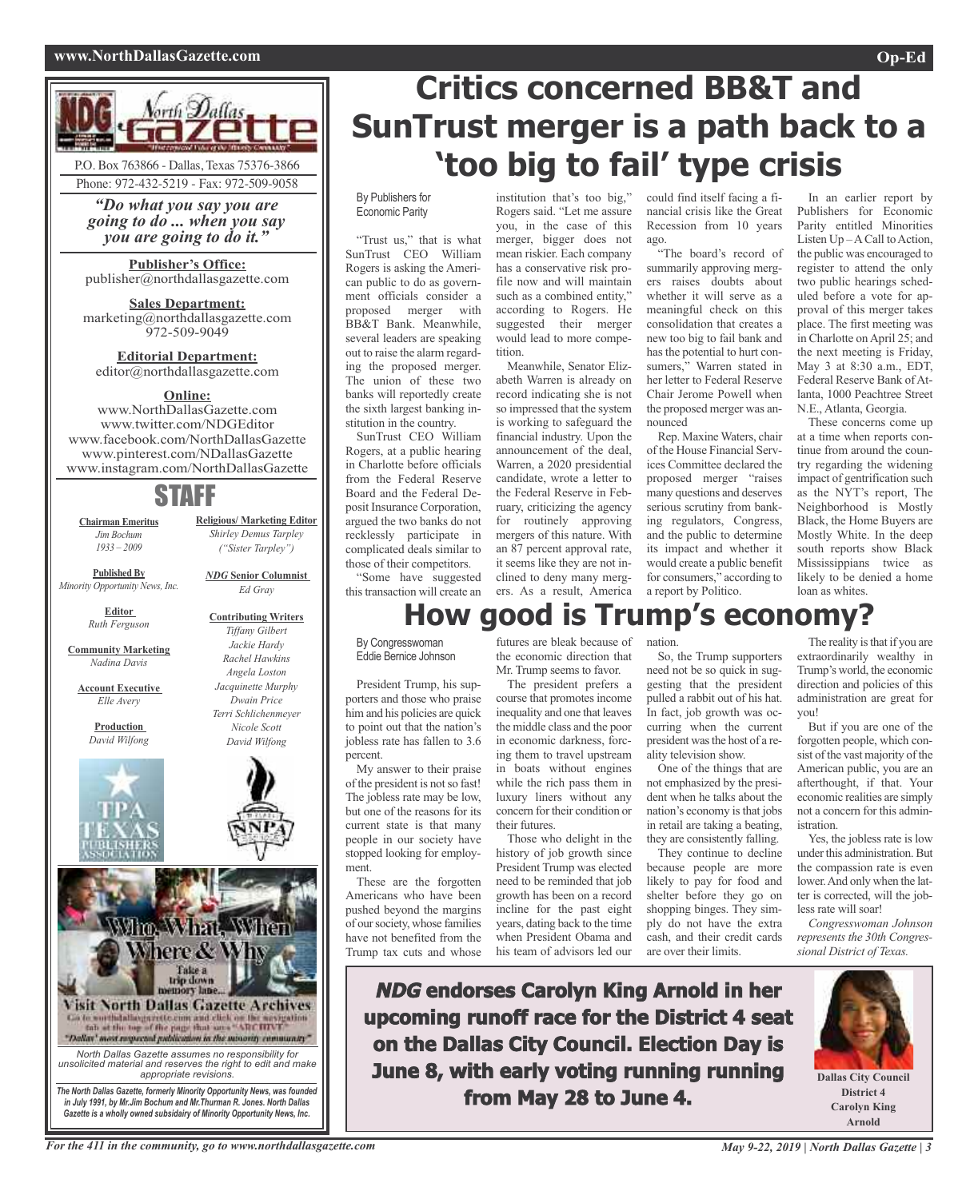# Critics concerned BB&T and SunTrust merger is a path back to a 'too big to fail' type crisis

By Publishers for Economic Parity

"Trust us," that is what SunTrust CEO William Rogers is asking the American public to do as government officials consider a proposed merger with BB&T Bank. Meanwhile, several leaders are speaking out to raise the alarm regarding the proposed merger. The union of these two banks will reportedly create the sixth largest banking institution in the country.

SunTrust CEO William Rogers, at a public hearing in Charlotte before officials from the Federal Reserve Board and the Federal Deposit Insurance Corporation, argued the two banks do not recklessly participate in complicated deals similar to those of their competitors.

"Some have suggested this transaction will create an institution that's too big," Rogers said. "Let me assure you, in the case of this merger, bigger does not mean riskier. Each company has a conservative risk profile now and will maintain such as a combined entity," according to Rogers. He suggested their merger would lead to more competition.

Meanwhile, Senator Elizabeth Warren is already on record indicating she is not so impressed that the system is working to safeguard the financial industry. Upon the announcement of the deal, Warren, a 2020 presidential candidate, wrote a letter to the Federal Reserve in February, criticizing the agency for routinely approving mergers of this nature. With an 87 percent approval rate, it seems like they are not inclined to deny many mergers. As a result, America could find itself facing a financial crisis like the Great Recession from 10 years ago.

"The board's record of summarily approving mergers raises doubts about whether it will serve as a meaningful check on this consolidation that creates a new too big to fail bank and has the potential to hurt consumers," Warren stated in her letter to Federal Reserve Chair Jerome Powell when the proposed merger was announced

Rep. Maxine Waters, chair of the House Financial Services Committee declared the proposed merger "raises many questions and deserves serious scrutiny from banking regulators, Congress, and the public to determine its impact and whether it would create a public benefit for consumers," according to a report by Politico.

In an earlier report by Publishers for Economic Parity entitled Minorities Listen Up – A Call to Action, the public was encouraged to register to attend the only two public hearings scheduled before a vote for approval of this merger takes place. The first meeting was in Charlotte on April 25; and the next meeting is Friday, May 3 at 8:30 a.m., EDT, Federal Reserve Bank of Atlanta, 1000 Peachtree Street N.E., Atlanta, Georgia.

These concerns come up at a time when reports continue from around the country regarding the widening impact of gentrification such as the NYT's report, The Neighborhood is Mostly Black, the Home Buyers are Mostly White. In the deep south reports show Black Mississippians twice as likely to be denied a home loan as whites.

# How good is Trump's economy?

By Congresswoman Eddie Bernice Johnson

President Trump, his supporters and those who praise him and his policies are quick to point out that the nation's jobless rate has fallen to 3.6 percent.

My answer to their praise of the president is not so fast! The jobless rate may be low, but one of the reasons for its current state is that many people in our society have stopped looking for employment.

These are the forgotten Americans who have been pushed beyond the margins of our society, whose families have not benefited from the Trump tax cuts and whose futures are bleak because of the economic direction that Mr. Trump seems to favor.

The president prefers a course that promotes income inequality and one that leaves the middle class and the poor in economic darkness, forcing them to travel upstream in boats without engines while the rich pass them in luxury liners without any concern for their condition or their futures.

Those who delight in the history of job growth since President Trump was elected need to be reminded that job growth has been on a record incline for the past eight years, dating back to the time when President Obama and his team of advisors led our nation.

So, the Trump supporters need not be so quick in suggesting that the president pulled a rabbit out of his hat. In fact, job growth was occurring when the current president was the host of a reality television show.

One of the things that are not emphasized by the president when he talks about the nation's economy is that jobs in retail are taking a beating, they are consistently falling.

They continue to decline because people are more likely to pay for food and shelter before they go on shopping binges. They simply do not have the extra cash, and their credit cards are over their limits.

The reality is that if you are extraordinarily wealthy in Trump's world, the economic direction and policies of this administration are great for you!

But if you are one of the forgotten people, which consist of the vast majority of the American public, you are an afterthought, if that. Your economic realities are simply not a concern for this administration.

Yes, the jobless rate is low under this administration. But the compassion rate is even lower. And only when the latter is corrected, will the jobless rate will soar!

*Congresswoman Johnson represents the 30th Congressional District of Texas.*

---

***NDG* endorses Carolyn King Arnold in her upcoming runoff race for the District 4 seat on the Dallas City Council. Election Day is June 8, with early voting running running from May 28 to June 4.**

**Dallas City Council District 4 Carolyn King Arnold**

---

**North Dallas Gazette**

P.O. Box 763866 - Dallas, Texas 75376-3866
Phone: 972-432-5219 - Fax: 972-509-9058

***"Do what you say you are going to do ... when you say you are going to do it."***

**Publisher's Office:**
publisher@northdallasgazette.com

**Sales Department:**
marketing@northdallasgazette.com
972-509-9049

**Editorial Department:**
editor@northdallasgazette.com

**Online:**
www.NorthDallasGazette.com
www.twitter.com/NDGEditor
www.facebook.com/NorthDallasGazette
www.pinterest.com/NDallasGazette
www.instagram.com/NorthDallasGazette

## STAFF

**Chairman Emeritus**
*Jim Bochum 1933 – 2009*

**Published By**
*Minority Opportunity News, Inc.*

**Editor**
*Ruth Ferguson*

**Community Marketing**
*Nadina Davis*

**Account Executive**
*Elle Avery*

**Production**
*David Wilfong*

**Religious/ Marketing Editor**
*Shirley Demus Tarpley ("Sister Tarpley")*

***NDG* Senior Columnist**
*Ed Gray*

**Contributing Writers**
*Tiffany Gilbert*
*Jackie Hardy*
*Rachel Hawkins*
*Angela Loston*
*Jacquinette Murphy*
*Dwain Price*
*Terri Schlichenmeyer*
*Nicole Scott*
*David Wilfong*

Who, What, When, Where & Why — Take a trip down memory lane... Visit North Dallas Gazette Archives. Go to northdallasgazette.com and click on the navigation tab at the top of the page that says "ARCHIVE". "Dallas' most respected publication in the minority community"

*North Dallas Gazette assumes no responsibility for unsolicited material and reserves the right to edit and make appropriate revisions.*

***The North Dallas Gazette, formerly Minority Opportunity News, was founded in July 1991, by Mr.Jim Bochum and Mr.Thurman R. Jones. North Dallas Gazette is a wholly owned subsidairy of Minority Opportunity News, Inc.***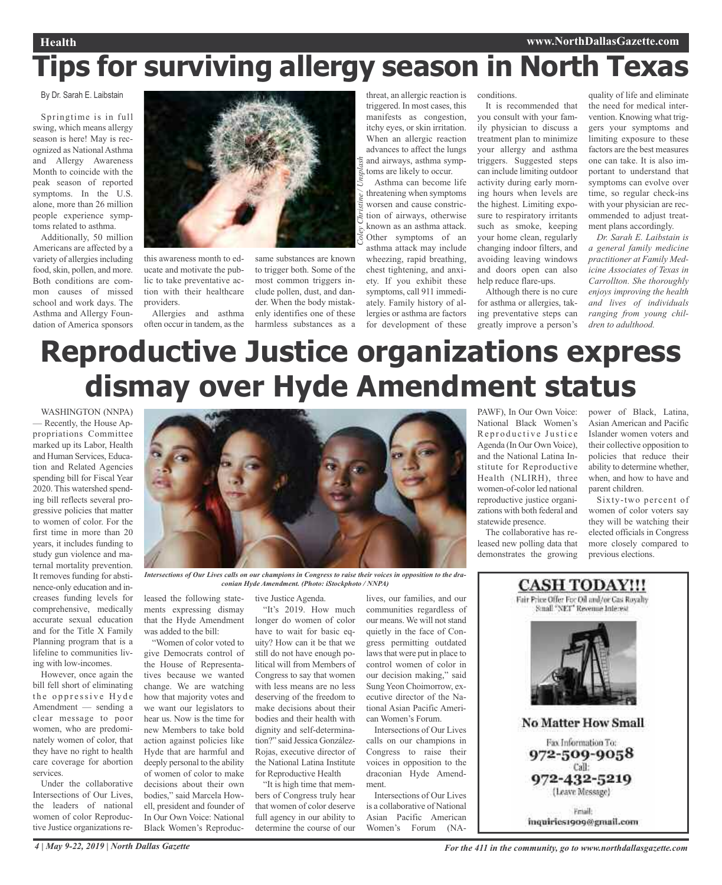# Tips for surviving allergy season in North Texas

By Dr. Sarah E. Laibstain

Springtime is in full swing, which means allergy season is here! May is recognized as National Asthma and Allergy Awareness Month to coincide with the peak season of reported symptoms. In the U.S. alone, more than 26 million people experience symptoms related to asthma.

Additionally, 50 million Americans are affected by a variety of allergies including food, skin, pollen, and more. Both conditions are common causes of missed school and work days. The Asthma and Allergy Foundation of America sponsors this awareness month to educate and motivate the public to take preventative action with their healthcare providers.

Allergies and asthma often occur in tandem, as the same substances are known to trigger both. Some of the most common triggers include pollen, dust, and dander. When the body mistakenly identifies one of these harmless substances as a threat, an allergic reaction is triggered. In most cases, this manifests as congestion, itchy eyes, or skin irritation. When an allergic reaction advances to affect the lungs and airways, asthma symptoms are likely to occur.

Coley Christine / Unsplash

Asthma can become life threatening when symptoms worsen and cause constriction of airways, otherwise known as an asthma attack. Other symptoms of an asthma attack may include wheezing, rapid breathing, chest tightening, and anxiety. If you exhibit these symptoms, call 911 immediately. Family history of allergies or asthma are factors for development of these conditions.

It is recommended that you consult with your family physician to discuss a treatment plan to minimize your allergy and asthma triggers. Suggested steps can include limiting outdoor activity during early morning hours when levels are the highest. Limiting exposure to respiratory irritants such as smoke, keeping your home clean, regularly changing indoor filters, and avoiding leaving windows and doors open can also help reduce flare-ups.

Although there is no cure for asthma or allergies, taking preventative steps can greatly improve a person's quality of life and eliminate the need for medical intervention. Knowing what triggers your symptoms and limiting exposure to these factors are the best measures one can take. It is also important to understand that symptoms can evolve over time, so regular check-ins with your physician are recommended to adjust treatment plans accordingly.

*Dr. Sarah E. Laibstain is a general family medicine practitioner at Family Medicine Associates of Texas in Carrollton. She thoroughly enjoys improving the health and lives of individuals ranging from young children to adulthood.*

# Reproductive Justice organizations express dismay over Hyde Amendment status

WASHINGTON (NNPA) — Recently, the House Appropriations Committee marked up its Labor, Health and Human Services, Education and Related Agencies spending bill for Fiscal Year 2020. This watershed spending bill reflects several progressive policies that matter to women of color. For the first time in more than 20 years, it includes funding to study gun violence and maternal mortality prevention. It removes funding for abstinence-only education and increases funding levels for comprehensive, medically accurate sexual education and for the Title X Family Planning program that is a lifeline to communities living with low-incomes.

However, once again the bill fell short of eliminating the oppressive Hyde Amendment — sending a clear message to poor women, who are predominately women of color, that they have no right to health care coverage for abortion services.

Under the collaborative Intersections of Our Lives, the leaders of national women of color Reproductive Justice organizations released the following statements expressing dismay that the Hyde Amendment was added to the bill:

*Intersections of Our Lives calls on our champions in Congress to raise their voices in opposition to the draconian Hyde Amendment. (Photo: iStockphoto / NNPA)*

"Women of color voted to give Democrats control of the House of Representatives because we wanted change. We are watching how that majority votes and we want our legislators to hear us. Now is the time for new Members to take bold action against policies like Hyde that are harmful and deeply personal to the ability of women of color to make decisions about their own bodies," said Marcela Howell, president and founder of In Our Own Voice: National Black Women's Reproductive Justice Agenda.

"It's 2019. How much longer do women of color have to wait for basic equity? How can it be that we still do not have enough political will from Members of Congress to say that women with less means are no less deserving of the freedom to make decisions about their bodies and their health with dignity and self-determination?" said Jessica González-Rojas, executive director of the National Latina Institute for Reproductive Health

"It is high time that members of Congress truly hear that women of color deserve full agency in our ability to determine the course of our lives, our families, and our communities regardless of our means. We will not stand quietly in the face of Congress permitting outdated laws that were put in place to control women of color in our decision making," said Sung Yeon Choimorrow, executive director of the National Asian Pacific American Women's Forum.

Intersections of Our Lives calls on our champions in Congress to raise their voices in opposition to the draconian Hyde Amendment.

Intersections of Our Lives is a collaborative of National Asian Pacific American Women's Forum (NAPAWF), In Our Own Voice: National Black Women's Reproductive Justice Agenda (In Our Own Voice), and the National Latina Institute for Reproductive Health (NLIRH), three women-of-color led national reproductive justice organizations with both federal and statewide presence.

The collaborative has released new polling data that demonstrates the growing power of Black, Latina, Asian American and Pacific Islander women voters and their collective opposition to policies that reduce their ability to determine whether, when, and how to have and parent children.

Sixty-two percent of women of color voters say they will be watching their elected officials in Congress more closely compared to previous elections.

**CASH TODAY!!!**

Fair Price Offer For Oil and/or Gas Royalty
Small "NET" Revenue Interest

**No Matter How Small**

Fax Information To:
972-509-9058
Call:
972-432-5219
(Leave Message)

Email:
inquiries1909@gmail.com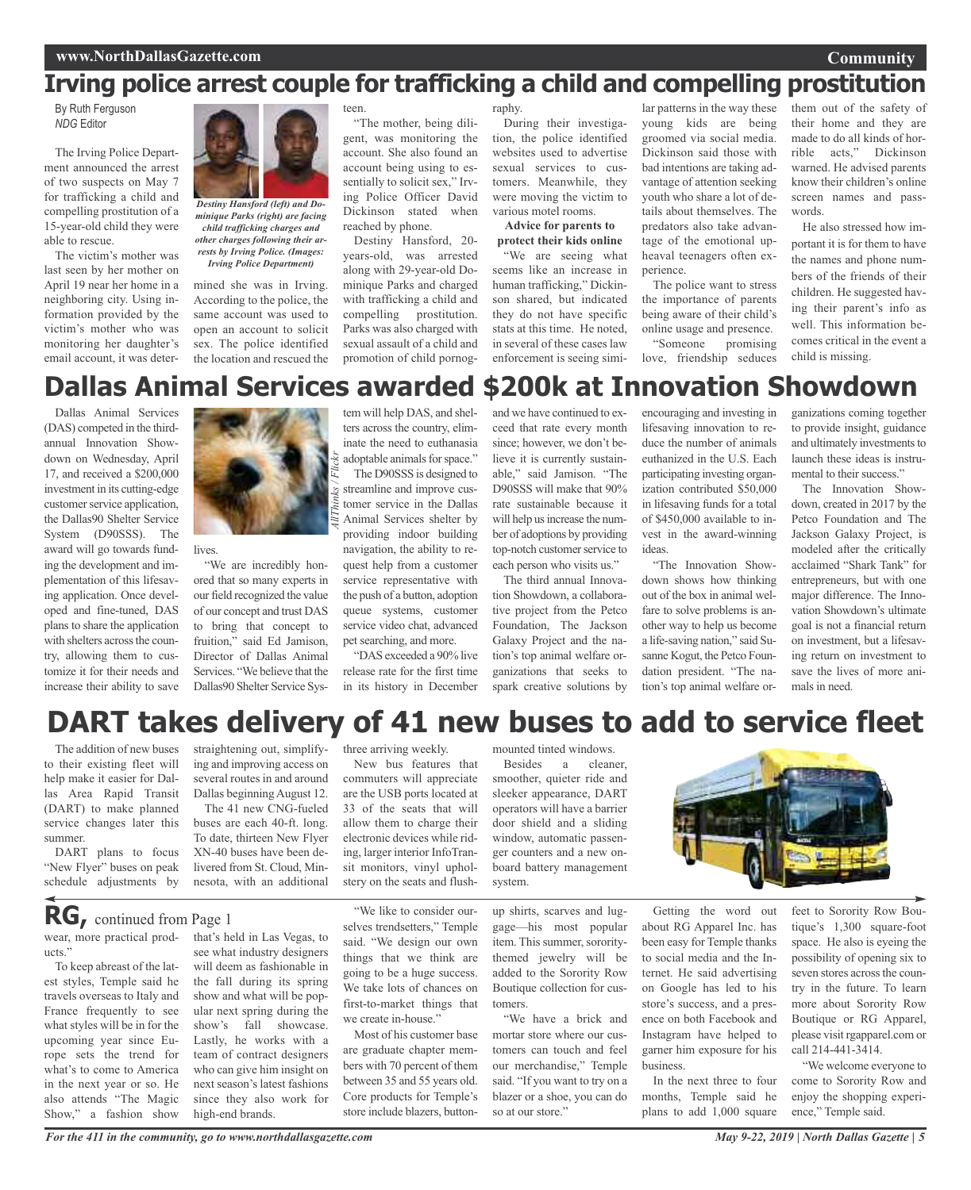# Irving police arrest couple for trafficking a child and compelling prostitution

By Ruth Ferguson
*NDG* Editor

The Irving Police Department announced the arrest of two suspects on May 7 for trafficking a child and compelling prostitution of a 15-year-old child they were able to rescue.

The victim's mother was last seen by her mother on April 19 near her home in a neighboring city. Using information provided by the victim's mother who was monitoring her daughter's email account, it was determined she was in Irving. According to the police, the same account was used to open an account to solicit sex. The police identified the location and rescued the teen.

*Destiny Hansford (left) and Dominique Parks (right) are facing child trafficking charges and other charges following their arrests by Irving Police. (Images: Irving Police Department)*

"The mother, being diligent, was monitoring the account. She also found an account being using to essentially to solicit sex," Irving Police Officer David Dickinson stated when reached by phone.

Destiny Hansford, 20-years-old, was arrested along with 29-year-old Dominique Parks and charged with trafficking a child and compelling prostitution. Parks was also charged with sexual assault of a child and promotion of child pornography.

During their investigation, the police identified websites used to advertise sexual services to customers. Meanwhile, they were moving the victim to various motel rooms.

**Advice for parents to protect their kids online**

"We are seeing what seems like an increase in human trafficking," Dickinson shared, but indicated they do not have specific stats at this time. He noted, in several of these cases law enforcement is seeing similar patterns in the way these young kids are being groomed via social media. Dickinson said those with bad intentions are taking advantage of attention seeking youth who share a lot of details about themselves. The predators also take advantage of the emotional upheaval teenagers often experience.

The police want to stress the importance of parents being aware of their child's online usage and presence.

"Someone promising love, friendship seduces them out of the safety of their home and they are made to do all kinds of horrible acts," Dickinson warned. He advised parents know their children's online screen names and passwords.

He also stressed how important it is for them to have the names and phone numbers of the friends of their children. He suggested having their parent's info as well. This information becomes critical in the event a child is missing.

# Dallas Animal Services awarded $200k at Innovation Showdown

Dallas Animal Services (DAS) competed in the third-annual Innovation Showdown on Wednesday, April 17, and received a $200,000 investment in its cutting-edge customer service application, the Dallas90 Shelter Service System (D90SSS). The award will go towards funding the development and implementation of this lifesaving application. Once developed and fine-tuned, DAS plans to share the application with shelters across the country, allowing them to customize it for their needs and increase their ability to save lives.

*AllThinks / Flickr*

"We are incredibly honored that so many experts in our field recognized the value of our concept and trust DAS to bring that concept to fruition," said Ed Jamison, Director of Dallas Animal Services. "We believe that the Dallas90 Shelter Service System will help DAS, and shelters across the country, eliminate the need to euthanasia adoptable animals for space."

The D90SSS is designed to streamline and improve customer service in the Dallas Animal Services shelter by providing indoor building navigation, the ability to request help from a customer service representative with the push of a button, adoption queue systems, customer service video chat, advanced pet searching, and more.

"DAS exceeded a 90% live release rate for the first time in its history in December and we have continued to exceed that rate every month since; however, we don't believe it is currently sustainable," said Jamison. "The D90SSS will make that 90% rate sustainable because it will help us increase the number of adoptions by providing top-notch customer service to each person who visits us."

The third annual Innovation Showdown, a collaborative project from the Petco Foundation, The Jackson Galaxy Project and the nation's top animal welfare organizations that seeks to spark creative solutions by encouraging and investing in lifesaving innovation to reduce the number of animals euthanized in the U.S. Each participating investing organization contributed $50,000 in lifesaving funds for a total of $450,000 available to invest in the award-winning ideas.

"The Innovation Showdown shows how thinking out of the box in animal welfare to solve problems is another way to help us become a life-saving nation," said Susanne Kogut, the Petco Foundation president. "The nation's top animal welfare organizations coming together to provide insight, guidance and ultimately investments to launch these ideas is instrumental to their success."

The Innovation Showdown, created in 2017 by the Petco Foundation and The Jackson Galaxy Project, is modeled after the critically acclaimed "Shark Tank" for entrepreneurs, but with one major difference. The Innovation Showdown's ultimate goal is not a financial return on investment, but a lifesaving return on investment to save the lives of more animals in need.

# DART takes delivery of 41 new buses to add to service fleet

The addition of new buses to their existing fleet will help make it easier for Dallas Area Rapid Transit (DART) to make planned service changes later this summer.

DART plans to focus "New Flyer" buses on peak schedule adjustments by straightening out, simplifying and improving access on several routes in and around Dallas beginning August 12.

The 41 new CNG-fueled buses are each 40-ft. long. To date, thirteen New Flyer XN-40 buses have been delivered from St. Cloud, Minnesota, with an additional three arriving weekly.

New bus features that commuters will appreciate are the USB ports located at 33 of the seats that will allow them to charge their electronic devices while riding, larger interior InfoTransit monitors, vinyl upholstery on the seats and flush-mounted tinted windows.

Besides a cleaner, smoother, quieter ride and sleeker appearance, DART operators will have a barrier door shield and a sliding window, automatic passenger counters and a new on-board battery management system.

# RG, continued from Page 1

wear, more practical products."

To keep abreast of the latest styles, Temple said he travels overseas to Italy and France frequently to see what styles will be in for the upcoming year since Europe sets the trend for what's to come to America in the next year or so. He also attends "The Magic Show," a fashion show that's held in Las Vegas, to see what industry designers will deem as fashionable in the fall during its spring show and what will be popular next spring during the show's fall showcase. Lastly, he works with a team of contract designers who can give him insight on next season's latest fashions since they also work for high-end brands.

"We like to consider ourselves trendsetters," Temple said. "We design our own things that we think are going to be a huge success. We take lots of chances on first-to-market things that we create in-house."

Most of his customer base are graduate chapter members with 70 percent of them between 35 and 55 years old. Core products for Temple's store include blazers, button-up shirts, scarves and luggage—his most popular item. This summer, sorority-themed jewelry will be added to the Sorority Row Boutique collection for customers.

"We have a brick and mortar store where our customers can touch and feel our merchandise," Temple said. "If you want to try on a blazer or a shoe, you can do so at our store."

Getting the word out about RG Apparel Inc. has been easy for Temple thanks to social media and the Internet. He said advertising on Google has led to his store's success, and a presence on both Facebook and Instagram have helped to garner him exposure for his business.

In the next three to four months, Temple said he plans to add 1,000 square feet to Sorority Row Boutique's 1,300 square-foot space. He also is eyeing the possibility of opening six to seven stores across the country in the future. To learn more about Sorority Row Boutique or RG Apparel, please visit rgapparel.com or call 214-441-3414.

"We welcome everyone to come to Sorority Row and enjoy the shopping experience," Temple said.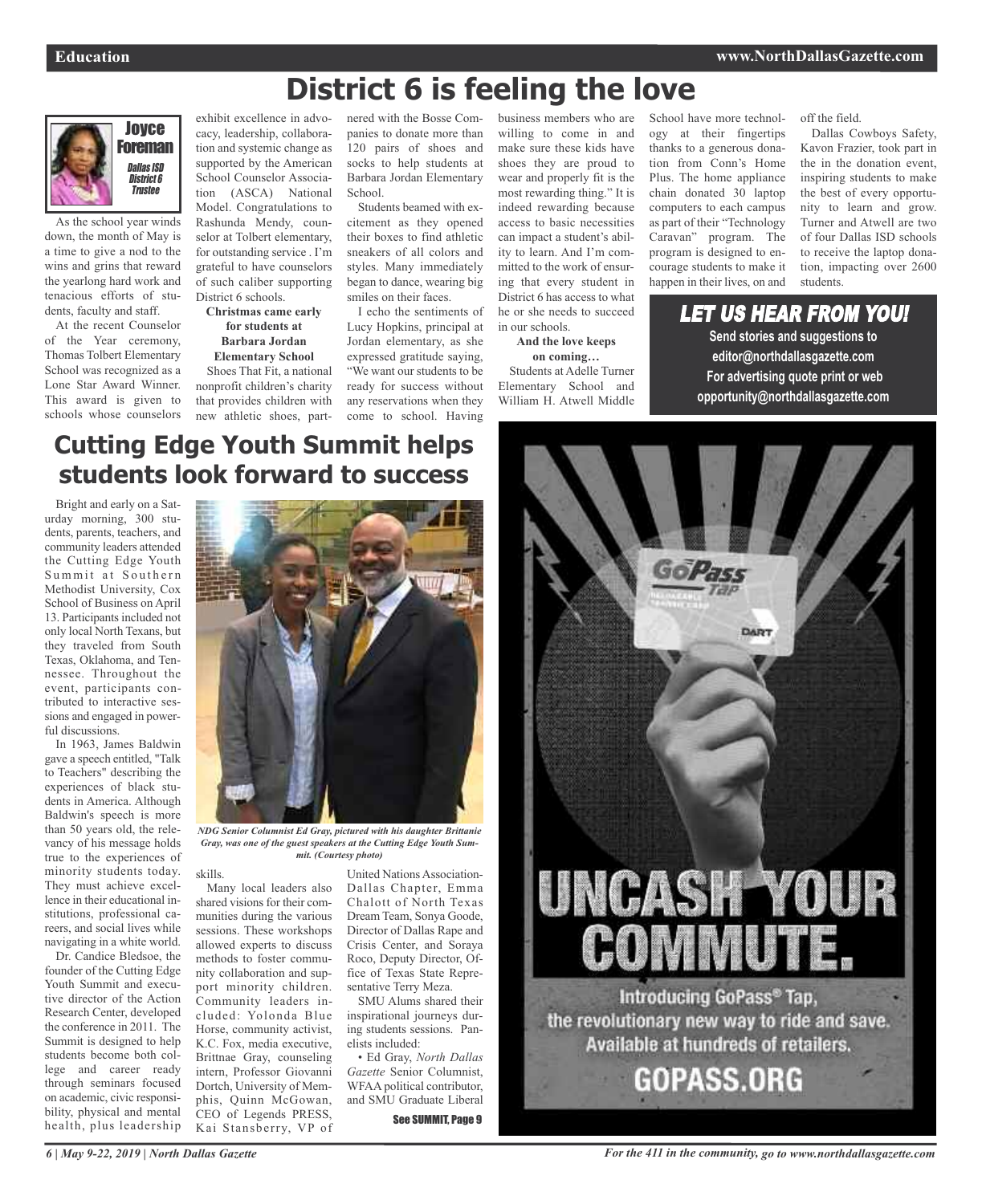# District 6 is feeling the love

**Joyce Foreman**
*Dallas ISD District 6 Trustee*

As the school year winds down, the month of May is a time to give a nod to the wins and grins that reward the yearlong hard work and tenacious efforts of students, faculty and staff.

At the recent Counselor of the Year ceremony, Thomas Tolbert Elementary School was recognized as a Lone Star Award Winner. This award is given to schools whose counselors exhibit excellence in advocacy, leadership, collaboration and systemic change as supported by the American School Counselor Association (ASCA) National Model. Congratulations to Rashunda Mendy, counselor at Tolbert elementary, for outstanding service . I'm grateful to have counselors of such caliber supporting District 6 schools.

**Christmas came early for students at Barbara Jordan Elementary School**

Shoes That Fit, a national nonprofit children's charity that provides children with new athletic shoes, partnered with the Bosse Companies to donate more than 120 pairs of shoes and socks to help students at Barbara Jordan Elementary School.

Students beamed with excitement as they opened their boxes to find athletic sneakers of all colors and styles. Many immediately began to dance, wearing big smiles on their faces.

I echo the sentiments of Lucy Hopkins, principal at Jordan elementary, as she expressed gratitude saying, "We want our students to be ready for success without any reservations when they come to school. Having business members who are willing to come in and make sure these kids have shoes they are proud to wear and properly fit is the most rewarding thing." It is indeed rewarding because access to basic necessities can impact a student's ability to learn. And I'm committed to the work of ensuring that every student in District 6 has access to what he or she needs to succeed in our schools.

**And the love keeps on coming…**

Students at Adelle Turner Elementary School and William H. Atwell Middle School have more technology at their fingertips thanks to a generous donation from Conn's Home Plus. The home appliance chain donated 30 laptop computers to each campus as part of their "Technology Caravan" program. The program is designed to encourage students to make it happen in their lives, on and off the field.

Dallas Cowboys Safety, Kavon Frazier, took part in the in the donation event, inspiring students to make the best of every opportunity to learn and grow. Turner and Atwell are two of four Dallas ISD schools to receive the laptop donation, impacting over 2600 students.

**LET US HEAR FROM YOU!**

**Send stories and suggestions to editor@northdallasgazette.com**
**For advertising quote print or web opportunity@northdallasgazette.com**

# Cutting Edge Youth Summit helps students look forward to success

Bright and early on a Saturday morning, 300 students, parents, teachers, and community leaders attended the Cutting Edge Youth Summit at Southern Methodist University, Cox School of Business on April 13. Participants included not only local North Texans, but they traveled from South Texas, Oklahoma, and Tennessee. Throughout the event, participants contributed to interactive sessions and engaged in powerful discussions.

In 1963, James Baldwin gave a speech entitled, "Talk to Teachers" describing the experiences of black students in America. Although Baldwin's speech is more than 50 years old, the relevancy of his message holds true to the experiences of minority students today. They must achieve excellence in their educational institutions, professional careers, and social lives while navigating in a white world.

Dr. Candice Bledsoe, the founder of the Cutting Edge Youth Summit and executive director of the Action Research Center, developed the conference in 2011. The Summit is designed to help students become both college and career ready through seminars focused on academic, civic responsibility, physical and mental health, plus leadership skills.

*NDG Senior Columnist Ed Gray, pictured with his daughter Brittanie Gray, was one of the guest speakers at the Cutting Edge Youth Summit. (Courtesy photo)*

Many local leaders also shared visions for their communities during the various sessions. These workshops allowed experts to discuss methods to foster community collaboration and support minority children. Community leaders included: Yolonda Blue Horse, community activist, K.C. Fox, media executive, Brittnae Gray, counseling intern, Professor Giovanni Dortch, University of Memphis, Quinn McGowan, CEO of Legends PRESS, Kai Stansberry, VP of United Nations Association-Dallas Chapter, Emma Chalott of North Texas Dream Team, Sonya Goode, Director of Dallas Rape and Crisis Center, and Soraya Roco, Deputy Director, Office of Texas State Representative Terry Meza.

SMU Alums shared their inspirational journeys during students sessions. Panelists included:

• Ed Gray, *North Dallas Gazette* Senior Columnist, WFAA political contributor, and SMU Graduate Liberal

**See SUMMIT, Page 9**

UNCASH YOUR COMMUTE.

Introducing GoPass® Tap, the revolutionary new way to ride and save. Available at hundreds of retailers.

GOPASS.ORG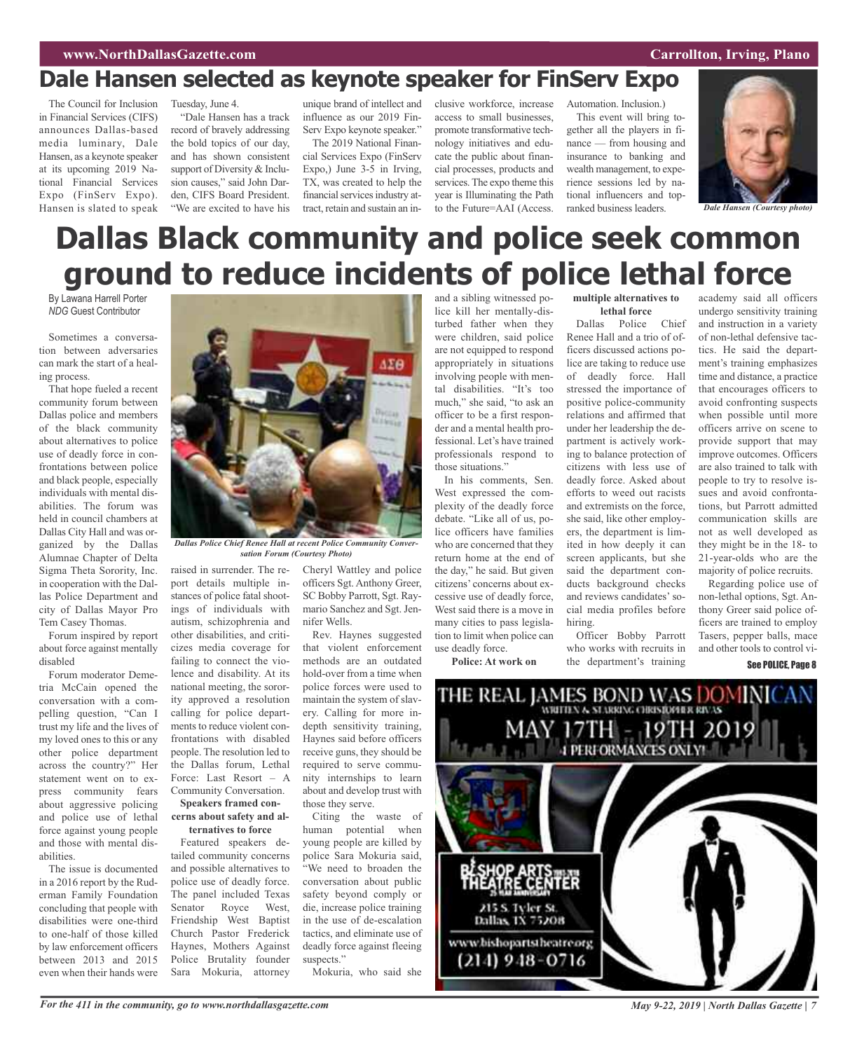# Dale Hansen selected as keynote speaker for FinServ Expo

The Council for Inclusion in Financial Services (CIFS) announces Dallas-based media luminary, Dale Hansen, as a keynote speaker at its upcoming 2019 National Financial Services Expo (FinServ Expo). Hansen is slated to speak Tuesday, June 4.

"Dale Hansen has a track record of bravely addressing the bold topics of our day, and has shown consistent support of Diversity & Inclusion causes," said John Darden, CIFS Board President. "We are excited to have his unique brand of intellect and influence as our 2019 FinServ Expo keynote speaker."

The 2019 National Financial Services Expo (FinServ Expo,) June 3-5 in Irving, TX, was created to help the financial services industry attract, retain and sustain an inclusive workforce, increase access to small businesses, promote transformative technology initiatives and educate the public about financial processes, products and services. The expo theme this year is Illuminating the Path to the Future=AAI (Access. Automation. Inclusion.)

This event will bring together all the players in finance — from housing and insurance to banking and wealth management, to experience sessions led by national influencers and top-ranked business leaders.

*Dale Hansen (Courtesy photo)*

# Dallas Black community and police seek common ground to reduce incidents of police lethal force

By Lawana Harrell Porter
*NDG* Guest Contributor

Sometimes a conversation between adversaries can mark the start of a healing process.

That hope fueled a recent community forum between Dallas police and members of the black community about alternatives to police use of deadly force in confrontations between police and black people, especially individuals with mental disabilities. The forum was held in council chambers at Dallas City Hall and was organized by the Dallas Alumnae Chapter of Delta Sigma Theta Sorority, Inc. in cooperation with the Dallas Police Department and city of Dallas Mayor Pro Tem Casey Thomas.

Forum inspired by report about force against mentally disabled

Forum moderator Demetria McCain opened the conversation with a compelling question, "Can I trust my life and the lives of my loved ones to this or any other police department across the country?" Her statement went on to express community fears about aggressive policing and police use of lethal force against young people and those with mental disabilities.

The issue is documented in a 2016 report by the Ruderman Family Foundation concluding that people with disabilities were one-third to one-half of those killed by law enforcement officers between 2013 and 2015 even when their hands were raised in surrender. The report details multiple instances of police fatal shootings of individuals with autism, schizophrenia and other disabilities, and criticizes media coverage for failing to connect the violence and disability. At its national meeting, the sorority approved a resolution calling for police departments to reduce violent confrontations with disabled people. The resolution led to the Dallas forum, Lethal Force: Last Resort – A Community Conversation.

*Dallas Police Chief Renee Hall at recent Police Community Conversation Forum (Courtesy Photo)*

**Speakers framed concerns about safety and alternatives to force**

Featured speakers detailed community concerns and possible alternatives to police use of deadly force. The panel included Texas Senator Royce West, Friendship West Baptist Church Pastor Frederick Haynes, Mothers Against Police Brutality founder Sara Mokuria, attorney Cheryl Wattley and police officers Sgt. Anthony Greer, SC Bobby Parrott, Sgt. Raymario Sanchez and Sgt. Jennifer Wells.

Rev. Haynes suggested that violent enforcement methods are an outdated hold-over from a time when police forces were used to maintain the system of slavery. Calling for more in-depth sensitivity training, Haynes said before officers receive guns, they should be required to serve community internships to learn about and develop trust with those they serve.

Citing the waste of human potential when young people are killed by police Sara Mokuria said, "We need to broaden the conversation about public safety beyond comply or die, increase police training in the use of de-escalation tactics, and eliminate use of deadly force against fleeing suspects."

Mokuria, who said she and a sibling witnessed police kill her mentally-disturbed father when they were children, said police are not equipped to respond appropriately in situations involving people with mental disabilities. "It's too much," she said, "to ask an officer to be a first responder and a mental health professional. Let's have trained professionals respond to those situations."

In his comments, Sen. West expressed the complexity of the deadly force debate. "Like all of us, police officers have families who are concerned that they return home at the end of the day," he said. But given citizens' concerns about excessive use of deadly force, West said there is a move in many cities to pass legislation to limit when police can use deadly force.

**Police: At work on multiple alternatives to lethal force**

Dallas Police Chief Renee Hall and a trio of officers discussed actions police are taking to reduce use of deadly force. Hall stressed the importance of positive police-community relations and affirmed that under her leadership the department is actively working to balance protection of citizens with less use of deadly force. Asked about efforts to weed out racists and extremists on the force, she said, like other employers, the department is limited in how deeply it can screen applicants, but she said the department conducts background checks and reviews candidates' social media profiles before hiring.

Officer Bobby Parrott who works with recruits in the department's training academy said all officers undergo sensitivity training and instruction in a variety of non-lethal defensive tactics. He said the department's training emphasizes time and distance, a practice that encourages officers to avoid confronting suspects when possible until more officers arrive on scene to provide support that may improve outcomes. Officers are also trained to talk with people to try to resolve issues and avoid confrontations, but Parrott admitted communication skills are not as well developed as they might be in the 18- to 21-year-olds who are the majority of police recruits.

Regarding police use of non-lethal options, Sgt. Anthony Greer said police officers are trained to employ Tasers, pepper balls, mace and other tools to control vi-

See POLICE, Page 8

THE REAL JAMES BOND WAS DOMINICAN
WRITTEN & STARRING CHRISTOPHER RIVAS
MAY 17TH - 19TH 2019
4 PERFORMANCES ONLY!

BISHOP ARTS THEATRE CENTER
215 S. Tyler St.
Dallas, TX 75208
www.bishopartstheatre.org
(214) 948-0716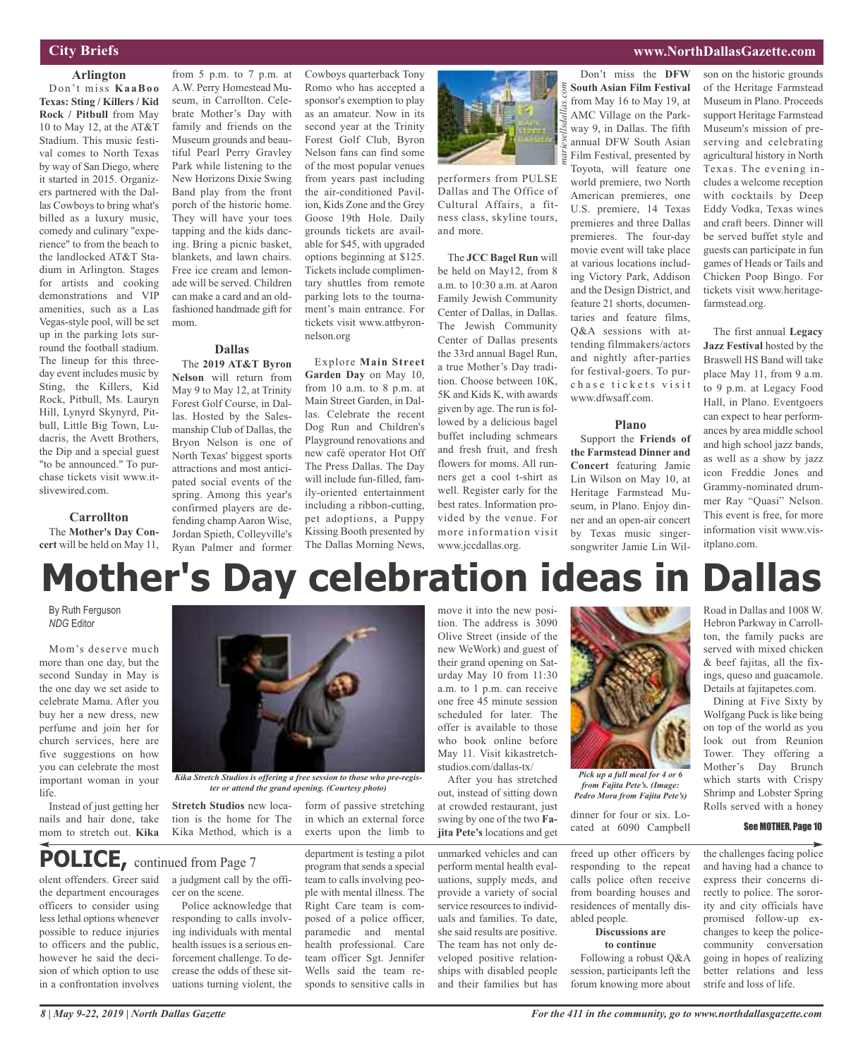## City Briefs

### Arlington

Don't miss **KaaBoo Texas: Sting / Killers / Kid Rock / Pitbull** from May 10 to May 12, at the AT&T Stadium. This music festival comes to North Texas by way of San Diego, where it started in 2015. Organizers partnered with the Dallas Cowboys to bring what's billed as a luxury music, comedy and culinary "experience" to from the beach to the landlocked AT&T Stadium in Arlington. Stages for artists and cooking demonstrations and VIP amenities, such as a Las Vegas-style pool, will be set up in the parking lots surround the football stadium. The lineup for this three-day event includes music by Sting, the Killers, Kid Rock, Pitbull, Ms. Lauryn Hill, Lynyrd Skynyrd, Pitbull, Little Big Town, Ludacris, the Avett Brothers, the Dip and a special guest "to be announced." To purchase tickets visit www.itslivewired.com.

### Carrollton

The **Mother's Day Concert** will be held on May 11, from 5 p.m. to 7 p.m. at A.W. Perry Homestead Museum, in Carrollton. Celebrate Mother's Day with family and friends on the Museum grounds and beautiful Pearl Perry Gravley Park while listening to the New Horizons Dixie Swing Band play from the front porch of the historic home. They will have your toes tapping and the kids dancing. Bring a picnic basket, blankets, and lawn chairs. Free ice cream and lemonade will be served. Children can make a card and an old-fashioned handmade gift for mom.

### Dallas

The **2019 AT&T Byron Nelson** will return from May 9 to May 12, at Trinity Forest Golf Course, in Dallas. Hosted by the Salesmanship Club of Dallas, the Bryon Nelson is one of North Texas' biggest sports attractions and most anticipated social events of the spring. Among this year's confirmed players are defending champ Aaron Wise, Jordan Spieth, Colleyville's Ryan Palmer and former Cowboys quarterback Tony Romo who has accepted a sponsor's exemption to play as an amateur. Now in its second year at the Trinity Forest Golf Club, Byron Nelson fans can find some of the most popular venues from years past including the air-conditioned Pavilion, Kids Zone and the Grey Goose 19th Hole. Daily grounds tickets are available for $45, with upgraded options beginning at $125. Tickets include complimentary shuttles from remote parking lots to the tournament's main entrance. For tickets visit www.attbyronnelson.org

Explore **Main Street Garden Day** on May 10, from 10 a.m. to 8 p.m. at Main Street Garden, in Dallas. Celebrate the recent Dog Run and Children's Playground renovations and new café operator Hot Off The Press Dallas. The Day will include fun-filled, family-oriented entertainment including a ribbon-cutting, pet adoptions, a Puppy Kissing Booth presented by The Dallas Morning News, performers from PULSE Dallas and The Office of Cultural Affairs, a fitness class, skyline tours, and more.

marieselldallas.com

The **JCC Bagel Run** will be held on May12, from 8 a.m. to 10:30 a.m. at Aaron Family Jewish Community Center of Dallas, in Dallas. The Jewish Community Center of Dallas presents the 33rd annual Bagel Run, a true Mother's Day tradition. Choose between 10K, 5K and Kids K, with awards given by age. The run is followed by a delicious bagel buffet including schmears and fresh fruit, and fresh flowers for moms. All runners get a cool t-shirt as well. Register early for the best rates. Information provided by the venue. For more information visit www.jccdallas.org.

Don't miss the **DFW South Asian Film Festival** from May 16 to May 19, at AMC Village on the Parkway 9, in Dallas. The fifth annual DFW South Asian Film Festival, presented by Toyota, will feature one world premiere, two North American premieres, one U.S. premiere, 14 Texas premieres and three Dallas premieres. The four-day movie event will take place at various locations including Victory Park, Addison and the Design District, and feature 21 shorts, documentaries and feature films, Q&A sessions with attending filmmakers/actors and nightly after-parties for festival-goers. To purchase tickets visit www.dfwsaff.com.

### Plano

Support the **Friends of the Farmstead Dinner and Concert** featuring Jamie Lin Wilson on May 10, at Heritage Farmstead Museum, in Plano. Enjoy dinner and an open-air concert by Texas music singer-songwriter Jamie Lin Wilson on the historic grounds of the Heritage Farmstead Museum in Plano. Proceeds support Heritage Farmstead Museum's mission of preserving and celebrating agricultural history in North Texas. The evening includes a welcome reception with cocktails by Deep Eddy Vodka, Texas wines and craft beers. Dinner will be served buffet style and guests can participate in fun games of Heads or Tails and Chicken Poop Bingo. For tickets visit www.heritagefarmstead.org.

The first annual **Legacy Jazz Festival** hosted by the Braswell HS Band will take place May 11, from 9 a.m. to 9 p.m. at Legacy Food Hall, in Plano. Eventgoers can expect to hear performances by area middle school and high school jazz bands, as well as a show by jazz icon Freddie Jones and Grammy-nominated drummer Ray "Quasi" Nelson. This event is free, for more information visit www.visitplano.com.

# Mother's Day celebration ideas in Dallas

By Ruth Ferguson
*NDG* Editor

Mom's deserve much more than one day, but the second Sunday in May is the one day we set aside to celebrate Mama. After you buy her a new dress, new perfume and join her for church services, here are five suggestions on how you can celebrate the most important woman in your life.

Instead of just getting her nails and hair done, take mom to stretch out. **Kika Stretch Studios** new location is the home for The Kika Method, which is a form of passive stretching in which an external force exerts upon the limb to move it into the new position. The address is 3090 Olive Street (inside of the new WeWork) and guest of their grand opening on Saturday May 10 from 11:30 a.m. to 1 p.m. can receive one free 45 minute session scheduled for later. The offer is available to those who book online before May 11. Visit kikastretchstudios.com/dallas-tx/

*Kika Stretch Studios is offering a free session to those who pre-register or attend the grand opening. (Courtesy photo)*

After you has stretched out, instead of sitting down at crowded restaurant, just swing by one of the two **Fajita Pete's** locations and get dinner for four or six. Located at 6090 Campbell Road in Dallas and 1008 W. Hebron Parkway in Carrollton, the family packs are served with mixed chicken & beef fajitas, all the fixings, queso and guacamole. Details at fajitapetes.com.

*Pick up a full meal for 4 or 6 from Fajita Pete's. (Image: Pedro Mora from Fajita Pete's)*

Dining at Five Sixty by Wolfgang Puck is like being on top of the world as you look out from Reunion Tower. They offering a Mother's Day Brunch which starts with Crispy Shrimp and Lobster Spring Rolls served with a honey

See MOTHER, Page 10

## POLICE, continued from Page 7

olent offenders. Greer said the department encourages officers to consider using less lethal options whenever possible to reduce injuries to officers and the public, however he said the decision of which option to use in a confrontation involves a judgment call by the officer on the scene.

Police acknowledge that responding to calls involving individuals with mental health issues is a serious enforcement challenge. To decrease the odds of these situations turning violent, the department is testing a pilot program that sends a special team to calls involving people with mental illness. The Right Care team is composed of a police officer, paramedic and mental health professional. Care team officer Sgt. Jennifer Wells said the team responds to sensitive calls in unmarked vehicles and can perform mental health evaluations, supply meds, and provide a variety of social service resources to individuals and families. To date, she said results are positive. The team has not only developed positive relationships with disabled people and their families but has freed up other officers by responding to the repeat calls police often receive from boarding houses and residences of mentally disabled people.

**Discussions are to continue**

Following a robust Q&A session, participants left the forum knowing more about the challenges facing police and having had a chance to express their concerns directly to police. The sorority and city officials have promised follow-up exchanges to keep the police-community conversation going in hopes of realizing better relations and less strife and loss of life.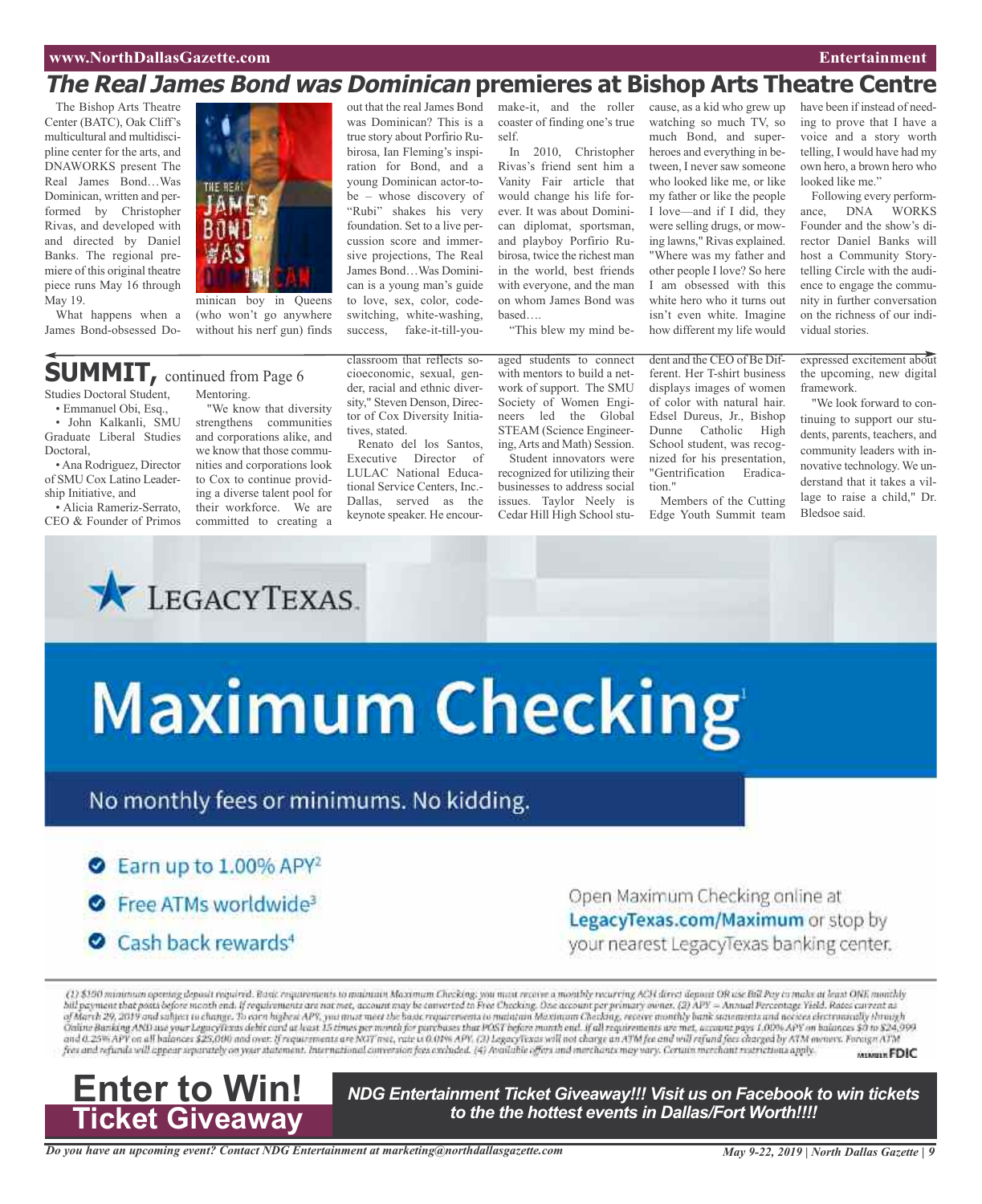# *The Real James Bond was Dominican* premieres at Bishop Arts Theatre Centre

The Bishop Arts Theatre Center (BATC), Oak Cliff's multicultural and multidiscipline center for the arts, and DNAWORKS present The Real James Bond…Was Dominican, written and performed by Christopher Rivas, and developed with and directed by Daniel Banks. The regional premiere of this original theatre piece runs May 16 through May 19.

What happens when a James Bond-obsessed Dominican boy in Queens (who won't go anywhere without his nerf gun) finds out that the real James Bond was Dominican? This is a true story about Porfirio Rubirosa, Ian Fleming's inspiration for Bond, and a young Dominican actor-to-be – whose discovery of "Rubi" shakes his very foundation. Set to a live percussion score and immersive projections, The Real James Bond…Was Dominican is a young man's guide to love, sex, color, code-switching, white-washing, success, fake-it-till-you-make-it, and the roller coaster of finding one's true self.

In 2010, Christopher Rivas's friend sent him a Vanity Fair article that would change his life forever. It was about Dominican diplomat, sportsman, and playboy Porfirio Rubirosa, twice the richest man in the world, best friends with everyone, and the man on whom James Bond was based….

"This blew my mind because, as a kid who grew up watching so much TV, so much Bond, and superheroes and everything in between, I never saw someone who looked like me, or like my father or like the people I love—and if I did, they were selling drugs, or mowing lawns," Rivas explained. "Where was my father and other people I love? So here I am obsessed with this white hero who it turns out isn't even white. Imagine how different my life would have been if instead of needing to prove that I have a voice and a story worth telling, I would have had my own hero, a brown hero who looked like me."

Following every performance, DNA WORKS Founder and the show's director Daniel Banks will host a Community Storytelling Circle with the audience to engage the community in further conversation on the richness of our individual stories.

## SUMMIT, continued from Page 6

Studies Doctoral Student,

- Emmanuel Obi, Esq.,
- John Kalkanli, SMU Graduate Liberal Studies Doctoral,
- Ana Rodriguez, Director of SMU Cox Latino Leadership Initiative, and
- Alicia Rameriz-Serrato, CEO & Founder of Primos Mentoring.

"We know that diversity strengthens communities and corporations alike, and we know that those communities and corporations look to Cox to continue providing a diverse talent pool for their workforce. We are committed to creating a classroom that reflects socioeconomic, sexual, gender, racial and ethnic diversity," Steven Denson, Director of Cox Diversity Initiatives, stated.

Renato del los Santos, Executive Director of LULAC National Educational Service Centers, Inc.-Dallas, served as the keynote speaker. He encouraged students to connect with mentors to build a network of support. The SMU Society of Women Engineers led the Global STEAM (Science Engineering, Arts and Math) Session.

Student innovators were recognized for utilizing their businesses to address social issues. Taylor Neely is Cedar Hill High School student and the CEO of Be Different. Her T-shirt business displays images of women of color with natural hair. Edsel Dureus, Jr., Bishop Dunne Catholic High School student, was recognized for his presentation, "Gentrification Eradication."

Members of the Cutting Edge Youth Summit team expressed excitement about the upcoming, new digital framework.

"We look forward to continuing to support our students, parents, teachers, and community leaders with innovative technology. We understand that it takes a village to raise a child," Dr. Bledsoe said.

LegacyTexas

# Maximum Checking[1]

No monthly fees or minimums. No kidding.

- Earn up to 1.00% APY[2]
- Free ATMs worldwide[3]
- Cash back rewards[4]

Open Maximum Checking online at **LegacyTexas.com/Maximum** or stop by your nearest LegacyTexas banking center.

(1) $100 minimum opening deposit required. Basic requirements to maintain Maximum Checking: you must receive a monthly recurring ACH direct deposit OR use Bill Pay to make at least ONE monthly bill payment that posts before month end. If requirements are not met, account may be converted to Free Checking. One account per primary owner. (2) APY = Annual Percentage Yield. Rates current as of March 29, 2019 and subject to change. To earn highest APY, you must meet the basic requirements to maintain Maximum Checking, receive monthly bank statements and notices electronically through Online Banking AND use your LegacyTexas debit card at least 15 times per month for purchases that POST before month end. If all requirements are met, account pays 1.00% APY on balances $0 to $24,999 and 0.25% APY on all balances $25,000 and over. If requirements are NOT met, rate is 0.01% APY. (3) LegacyTexas will not charge an ATM fee and will refund fees charged by ATM owners. Foreign ATM fees and refunds will appear separately on your statement. International conversion fees excluded. (4) Available offers and merchants may vary. Certain merchant restrictions apply. Member FDIC

**Enter to Win! Ticket Giveaway**

***NDG Entertainment Ticket Giveaway!!! Visit us on Facebook to win tickets to the the hottest events in Dallas/Fort Worth!!!!***

*Do you have an upcoming event? Contact NDG Entertainment at marketing@northdallasgazette.com*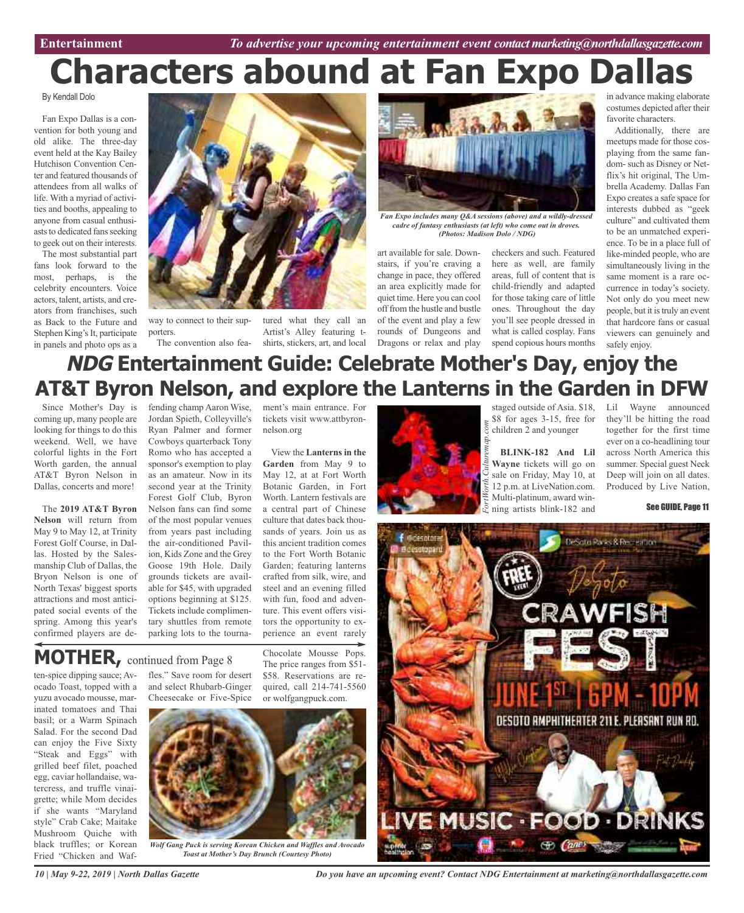# Characters abound at Fan Expo Dallas

By Kendall Dolo

Fan Expo Dallas is a convention for both young and old alike. The three-day event held at the Kay Bailey Hutchison Convention Center and featured thousands of attendees from all walks of life. With a myriad of activities and booths, appealing to anyone from casual enthusiasts to dedicated fans seeking to geek out on their interests.

The most substantial part fans look forward to the most, perhaps, is the celebrity encounters. Voice actors, talent, artists, and creators from franchises, such as Back to the Future and Stephen King's It, participate in panels and photo ops as a way to connect to their supporters.

The convention also featured what they call an Artist's Alley featuring t-shirts, stickers, art, and local art available for sale. Downstairs, if you're craving a change in pace, they offered an area explicitly made for quiet time. Here you can cool off from the hustle and bustle of the event and play a few rounds of Dungeons and Dragons or relax and play checkers and such. Featured here as well, are family areas, full of content that is child-friendly and adapted for those taking care of little ones. Throughout the day you'll see people dressed in what is called cosplay. Fans spend copious hours months in advance making elaborate costumes depicted after their favorite characters.

*Fan Expo includes many Q&A sessions (above) and a wildly-dressed cadre of fantasy enthusiasts (at left) who come out in droves. (Photos: Madison Dolo / NDG)*

Additionally, there are meetups made for those cosplaying from the same fandom- such as Disney or Netflix's hit original, The Umbrella Academy. Dallas Fan Expo creates a safe space for interests dubbed as "geek culture" and cultivated them to be an unmatched experience. To be in a place full of like-minded people, who are simultaneously living in the same moment is a rare occurrence in today's society. Not only do you meet new people, but it is truly an event that hardcore fans or casual viewers can genuinely and safely enjoy.

# *NDG* Entertainment Guide: Celebrate Mother's Day, enjoy the AT&T Byron Nelson, and explore the Lanterns in the Garden in DFW

Since Mother's Day is coming up, many people are looking for things to do this weekend. Well, we have colorful lights in the Fort Worth garden, the annual AT&T Byron Nelson in Dallas, concerts and more!

The **2019 AT&T Byron Nelson** will return from May 9 to May 12, at Trinity Forest Golf Course, in Dallas. Hosted by the Salesmanship Club of Dallas, the Bryon Nelson is one of North Texas' biggest sports attractions and most anticipated social events of the spring. Among this year's confirmed players are defending champ Aaron Wise, Jordan Spieth, Colleyville's Ryan Palmer and former Cowboys quarterback Tony Romo who has accepted a sponsor's exemption to play as an amateur. Now in its second year at the Trinity Forest Golf Club, Byron Nelson fans can find some of the most popular venues from years past including the air-conditioned Pavilion, Kids Zone and the Grey Goose 19th Hole. Daily grounds tickets are available for $45, with upgraded options beginning at $125. Tickets include complimentary shuttles from remote parking lots to the tournament's main entrance. For tickets visit www.attbyronnelson.org

View the **Lanterns in the Garden** from May 9 to May 12, at at Fort Worth Botanic Garden, in Fort Worth. Lantern festivals are a central part of Chinese culture that dates back thousands of years. Join us as this ancient tradition comes to the Fort Worth Botanic Garden; featuring lanterns crafted from silk, wire, and steel and an evening filled with fun, food and adventure. This event offers visitors the opportunity to experience an event rarely staged outside of Asia. $18, $8 for ages 3-15, free for children 2 and younger

FortWorth.Culturemap.com

**BLINK-182 And Lil Wayne** tickets will go on sale on Friday, May 10, at 12 p.m. at LiveNation.com. Multi-platinum, award winning artists blink-182 and Lil Wayne announced they'll be hitting the road together for the first time ever on a co-headlining tour across North America this summer. Special guest Neck Deep will join on all dates. Produced by Live Nation,

See GUIDE, Page 11

## MOTHER, continued from Page 8

ten-spice dipping sauce; Avocado Toast, topped with a yuzu avocado mousse, marinated tomatoes and Thai basil; or a Warm Spinach Salad. For the second Dad can enjoy the Five Sixty "Steak and Eggs" with grilled beef filet, poached egg, caviar hollandaise, watercress, and truffle vinaigrette; while Mom decides if she wants "Maryland style" Crab Cake; Maitake Mushroom Quiche with black truffles; or Korean Fried "Chicken and Waffles." Save room for desert and select Rhubarb-Ginger Cheesecake or Five-Spice Chocolate Mousse Pops. The price ranges from $51-$58. Reservations are required, call 214-741-5560 or wolfgangpuck.com.

*Wolf Gang Puck is serving Korean Chicken and Waffles and Avocado Toast at Mother's Day Brunch (Courtesy Photo)*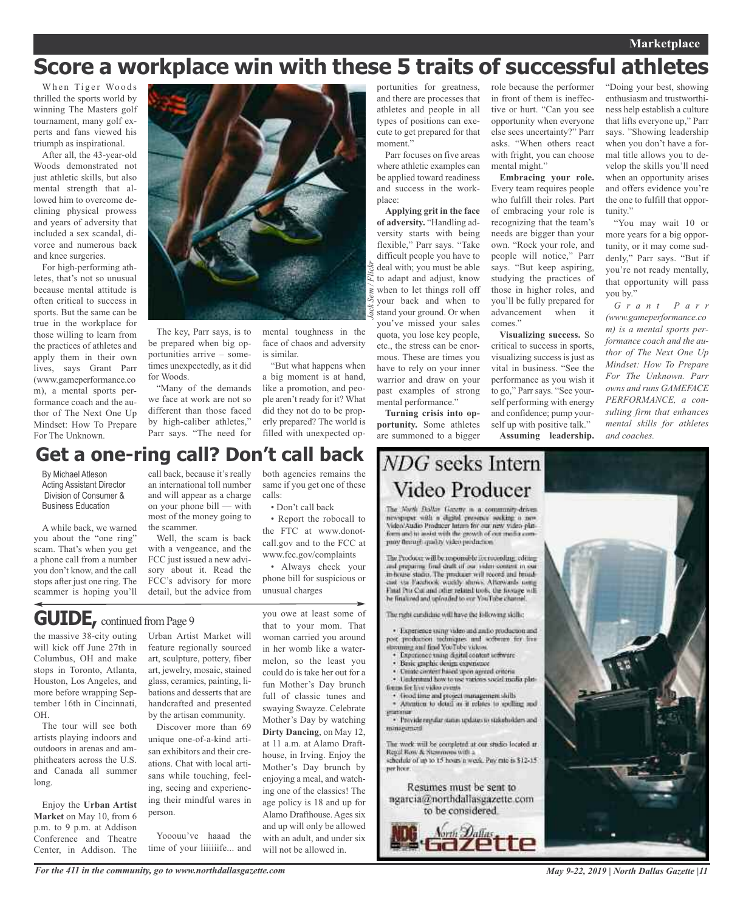# Score a workplace win with these 5 traits of successful athletes

When Tiger Woods thrilled the sports world by winning The Masters golf tournament, many golf experts and fans viewed his triumph as inspirational.

After all, the 43-year-old Woods demonstrated not just athletic skills, but also mental strength that allowed him to overcome declining physical prowess and years of adversity that included a sex scandal, divorce and numerous back and knee surgeries.

For high-performing athletes, that's not so unusual because mental attitude is often critical to success in sports. But the same can be true in the workplace for those willing to learn from the practices of athletes and apply them in their own lives, says Grant Parr (www.gameperformance.com), a mental sports performance coach and the author of The Next One Up Mindset: How To Prepare For The Unknown.

Jack Sem / Flickr

The key, Parr says, is to be prepared when big opportunities arrive – sometimes unexpectedly, as it did for Woods.

"Many of the demands we face at work are not so different than those faced by high-caliber athletes," Parr says. "The need for mental toughness in the face of chaos and adversity is similar.

"But what happens when a big moment is at hand, like a promotion, and people aren't ready for it? What did they not do to be properly prepared? The world is filled with unexpected opportunities for greatness, and there are processes that athletes and people in all types of positions can execute to get prepared for that moment."

Parr focuses on five areas where athletic examples can be applied toward readiness and success in the workplace:

**Applying grit in the face of adversity.** "Handling adversity starts with being flexible," Parr says. "Take difficult people you have to deal with; you must be able to adapt and adjust, know when to let things roll off your back and when to stand your ground. Or when you've missed your sales quota, you lose key people, etc., the stress can be enormous. These are times you have to rely on your inner warrior and draw on your past examples of strong mental performance."

**Turning crisis into opportunity.** Some athletes are summoned to a bigger role because the performer in front of them is ineffective or hurt. "Can you see opportunity when everyone else sees uncertainty?" Parr asks. "When others react with fright, you can choose mental might."

**Embracing your role.** Every team requires people who fulfill their roles. Part of embracing your role is recognizing that the team's needs are bigger than your own. "Rock your role, and people will notice," Parr says. "But keep aspiring, studying the practices of those in higher roles, and you'll be fully prepared for advancement when it comes."

**Visualizing success.** So critical to success in sports, visualizing success is just as vital in business. "See the performance as you wish it to go," Parr says. "See yourself performing with energy and confidence; pump yourself up with positive talk."

**Assuming leadership.** "Doing your best, showing enthusiasm and trustworthiness help establish a culture that lifts everyone up," Parr says. "Showing leadership when you don't have a formal title allows you to develop the skills you'll need when an opportunity arises and offers evidence you're the one to fulfill that opportunity."

"You may wait 10 or more years for a big opportunity, or it may come suddenly," Parr says. "But if you're not ready mentally, that opportunity will pass you by."

*Grant Parr (www.gameperformance.com) is a mental sports performance coach and the author of The Next One Up Mindset: How To Prepare For The Unknown. Parr owns and runs GAMEFACE PERFORMANCE, a consulting firm that enhances mental skills for athletes and coaches.*

# Get a one-ring call? Don't call back

By Michael Atleson
Acting Assistant Director
Division of Consumer & Business Education

A while back, we warned you about the "one ring" scam. That's when you get a phone call from a number you don't know, and the call stops after just one ring. The scammer is hoping you'll call back, because it's really an international toll number and will appear as a charge on your phone bill — with most of the money going to the scammer.

Well, the scam is back with a vengeance, and the FCC just issued a new advisory about it. Read the FCC's advisory for more detail, but the advice from both agencies remains the same if you get one of these calls:

- Don't call back
- Report the robocall to the FTC at www.donotcall.gov and to the FCC at www.fcc.gov/complaints
- Always check your phone bill for suspicious or unusual charges

# GUIDE, continued from Page 9

the massive 38-city outing will kick off June 27th in Columbus, OH and make stops in Toronto, Atlanta, Houston, Los Angeles, and more before wrapping September 16th in Cincinnati, OH.

The tour will see both artists playing indoors and outdoors in arenas and amphitheaters across the U.S. and Canada all summer long.

Enjoy the **Urban Artist Market** on May 10, from 6 p.m. to 9 p.m. at Addison Conference and Theatre Center, in Addison. The Urban Artist Market will feature regionally sourced art, sculpture, pottery, fiber art, jewelry, mosaic, stained glass, ceramics, painting, libations and desserts that are handcrafted and presented by the artisan community.

Discover more than 69 unique one-of-a-kind artisan exhibitors and their creations. Chat with local artisans while touching, feeling, seeing and experiencing their mindful wares in person.

Yooouu've haaad the time of your liiiiiife... and you owe at least some of that to your mom. That woman carried you around in her womb like a watermelon, so the least you could do is take her out for a fun Mother's Day brunch full of classic tunes and swaying Swayze. Celebrate Mother's Day by watching **Dirty Dancing**, on May 12, at 11 a.m. at Alamo Drafthouse, in Irving. Enjoy the Mother's Day brunch by enjoying a meal, and watching one of the classics! The age policy is 18 and up for Alamo Drafthouse. Ages six and up will only be allowed with an adult, and under six will not be allowed in.

# *NDG* seeks Intern Video Producer

The North Dallas Gazette is a community-driven newspaper with a digital presence seeking a new Video/Audio Producer Intern for our new video platform and to assist with the growth of our media company through quality video production.

The Producer will be responsible for recording, editing and preparing final draft of our video content in our in-house studio. The producer will record and broadcast via Facebook weekly shows. Afterwards using Final Pro Cut and other related tools, the footage will be finalized and uploaded to our YouTube channel.

The right candidate will have the following skills:

- Experience using video and audio production and post production techniques and software for live streaming and final YouTube videos.
- Experience using digital content software
- Basic graphic design experience
- Create content based upon agreed criteria
- Understand how to use various social media platforms for live video events
- Good time and project management skills
- Attention to detail as it relates to spelling and grammar
- Provide regular status updates to stakeholders and management

The work will be completed at our studio located at Regal Row & Stemmons with a schedule of up to 15 hours a week. Pay rate is $12-15 per hour.

Resumes must be sent to ngarcia@northdallasgazette.com to be considered.

North Dallas Gazette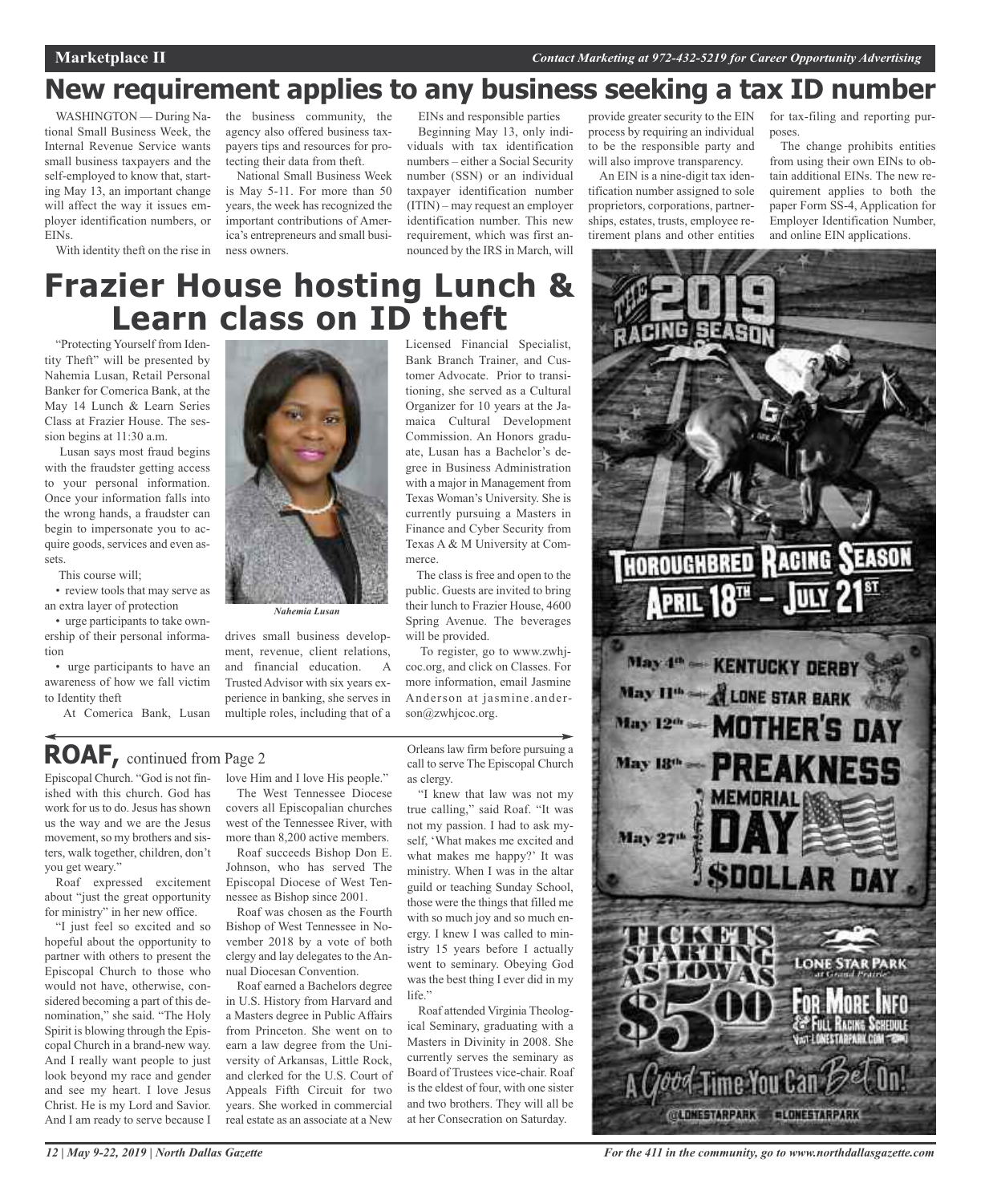# New requirement applies to any business seeking a tax ID number

WASHINGTON — During National Small Business Week, the Internal Revenue Service wants small business taxpayers and the self-employed to know that, starting May 13, an important change will affect the way it issues employer identification numbers, or EINs.

With identity theft on the rise in the business community, the agency also offered business taxpayers tips and resources for protecting their data from theft.

National Small Business Week is May 5-11. For more than 50 years, the week has recognized the important contributions of America's entrepreneurs and small business owners.

EINs and responsible parties

Beginning May 13, only individuals with tax identification numbers – either a Social Security number (SSN) or an individual taxpayer identification number (ITIN) – may request an employer identification number. This new requirement, which was first announced by the IRS in March, will provide greater security to the EIN process by requiring an individual to be the responsible party and will also improve transparency.

An EIN is a nine-digit tax identification number assigned to sole proprietors, corporations, partnerships, estates, trusts, employee retirement plans and other entities for tax-filing and reporting purposes.

The change prohibits entities from using their own EINs to obtain additional EINs. The new requirement applies to both the paper Form SS-4, Application for Employer Identification Number, and online EIN applications.

# Frazier House hosting Lunch & Learn class on ID theft

"Protecting Yourself from Identity Theft" will be presented by Nahemia Lusan, Retail Personal Banker for Comerica Bank, at the May 14 Lunch & Learn Series Class at Frazier House. The session begins at 11:30 a.m.

Lusan says most fraud begins with the fraudster getting access to your personal information. Once your information falls into the wrong hands, a fraudster can begin to impersonate you to acquire goods, services and even assets.

This course will;

- review tools that may serve as an extra layer of protection
- urge participants to take ownership of their personal information
- urge participants to have an awareness of how we fall victim to Identity theft

*Nahemia Lusan*

At Comerica Bank, Lusan drives small business development, revenue, client relations, and financial education. A Trusted Advisor with six years experience in banking, she serves in multiple roles, including that of a Licensed Financial Specialist, Bank Branch Trainer, and Customer Advocate. Prior to transitioning, she served as a Cultural Organizer for 10 years at the Jamaica Cultural Development Commission. An Honors graduate, Lusan has a Bachelor's degree in Business Administration with a major in Management from Texas Woman's University. She is currently pursuing a Masters in Finance and Cyber Security from Texas A & M University at Commerce.

The class is free and open to the public. Guests are invited to bring their lunch to Frazier House, 4600 Spring Avenue. The beverages will be provided.

To register, go to www.zwhjcoc.org, and click on Classes. For more information, email Jasmine Anderson at jasmine.anderson@zwhjcoc.org.

## ROAF, continued from Page 2

Episcopal Church. "God is not finished with this church. God has work for us to do. Jesus has shown us the way and we are the Jesus movement, so my brothers and sisters, walk together, children, don't you get weary."

Roaf expressed excitement about "just the great opportunity for ministry" in her new office.

"I just feel so excited and so hopeful about the opportunity to partner with others to present the Episcopal Church to those who would not have, otherwise, considered becoming a part of this denomination," she said. "The Holy Spirit is blowing through the Episcopal Church in a brand-new way. And I really want people to just look beyond my race and gender and see my heart. I love Jesus Christ. He is my Lord and Savior. And I am ready to serve because I love Him and I love His people."

The West Tennessee Diocese covers all Episcopalian churches west of the Tennessee River, with more than 8,200 active members.

Roaf succeeds Bishop Don E. Johnson, who has served The Episcopal Diocese of West Tennessee as Bishop since 2001.

Roaf was chosen as the Fourth Bishop of West Tennessee in November 2018 by a vote of both clergy and lay delegates to the Annual Diocesan Convention.

Roaf earned a Bachelors degree in U.S. History from Harvard and a Masters degree in Public Affairs from Princeton. She went on to earn a law degree from the University of Arkansas, Little Rock, and clerked for the U.S. Court of Appeals Fifth Circuit for two years. She worked in commercial real estate as an associate at a New Orleans law firm before pursuing a call to serve The Episcopal Church as clergy.

"I knew that law was not my true calling," said Roaf. "It was not my passion. I had to ask myself, 'What makes me excited and what makes me happy?' It was ministry. When I was in the altar guild or teaching Sunday School, those were the things that filled me with so much joy and so much energy. I knew I was called to ministry 15 years before I actually went to seminary. Obeying God was the best thing I ever did in my life."

Roaf attended Virginia Theological Seminary, graduating with a Masters in Divinity in 2008. She currently serves the seminary as Board of Trustees vice-chair. Roaf is the eldest of four, with one sister and two brothers. They will all be at her Consecration on Saturday.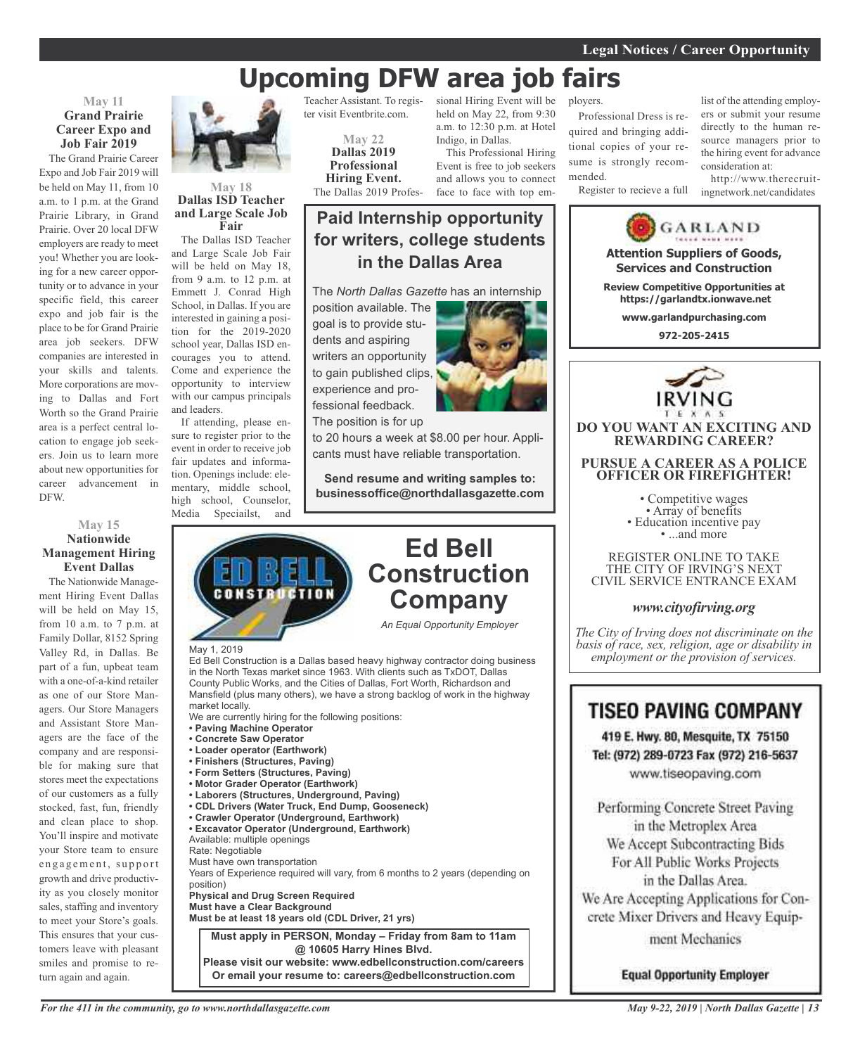# Upcoming DFW area job fairs

### May 11
**Grand Prairie Career Expo and Job Fair 2019**

The Grand Prairie Career Expo and Job Fair 2019 will be held on May 11, from 10 a.m. to 1 p.m. at the Grand Prairie Library, in Grand Prairie. Over 20 local DFW employers are ready to meet you! Whether you are looking for a new career opportunity or to advance in your specific field, this career expo and job fair is the place to be for Grand Prairie area job seekers. DFW companies are interested in your skills and talents. More corporations are moving to Dallas and Fort Worth so the Grand Prairie area is a perfect central location to engage job seekers. Join us to learn more about new opportunities for career advancement in DFW.

### May 15
**Nationwide Management Hiring Event Dallas**

The Nationwide Management Hiring Event Dallas will be held on May 15, from 10 a.m. to 7 p.m. at Family Dollar, 8152 Spring Valley Rd, in Dallas. Be part of a fun, upbeat team with a one-of-a-kind retailer as one of our Store Managers. Our Store Managers and Assistant Store Managers are the face of the company and are responsible for making sure that stores meet the expectations of our customers as a fully stocked, fast, fun, friendly and clean place to shop. You'll inspire and motivate your Store team to ensure engagement, support growth and drive productivity as you closely monitor sales, staffing and inventory to meet your Store's goals. This ensures that your customers leave with pleasant smiles and promise to return again and again.

### May 18
**Dallas ISD Teacher and Large Scale Job Fair**

The Dallas ISD Teacher and Large Scale Job Fair will be held on May 18, from 9 a.m. to 12 p.m. at Emmett J. Conrad High School, in Dallas. If you are interested in gaining a position for the 2019-2020 school year, Dallas ISD encourages you to attend. Come and experience the opportunity to interview with our campus principals and leaders.

If attending, please ensure to register prior to the event in order to receive job fair updates and information. Openings include: elementary, middle school, high school, Counselor, Media Speciailst, and Teacher Assistant. To register visit Eventbrite.com.

### May 22
**Dallas 2019 Professional Hiring Event.**

The Dallas 2019 Professional Hiring Event will be held on May 22, from 9:30 a.m. to 12:30 p.m. at Hotel Indigo, in Dallas.

This Professional Hiring Event is free to job seekers and allows you to connect face to face with top employers.

Professional Dress is required and bringing additional copies of your resume is strongly recommended.

Register to recieve a full list of the attending employers or submit your resume directly to the human resource managers prior to the hiring event for advance consideration at:

http://www.therecruitingnetwork.net/candidates

## Paid Internship opportunity for writers, college students in the Dallas Area

The *North Dallas Gazette* has an internship position available. The goal is to provide students and aspiring writers an opportunity to gain published clips, experience and professional feedback. The position is for up to 20 hours a week at $8.00 per hour. Applicants must have reliable transportation.

**Send resume and writing samples to: businessoffice@northdallasgazette.com**

## Ed Bell Construction Company

*An Equal Opportunity Employer*

May 1, 2019

Ed Bell Construction is a Dallas based heavy highway contractor doing business in the North Texas market since 1963. With clients such as TxDOT, Dallas County Public Works, and the Cities of Dallas, Fort Worth, Richardson and Mansfield (plus many others), we have a strong backlog of work in the highway market locally.

We are currently hiring for the following positions:

- **Paving Machine Operator**
- **Concrete Saw Operator**
- **Loader operator (Earthwork)**
- **Finishers (Structures, Paving)**
- **Form Setters (Structures, Paving)**
- **Motor Grader Operator (Earthwork)**
- **Laborers (Structures, Underground, Paving)**
- **CDL Drivers (Water Truck, End Dump, Gooseneck)**
- **Crawler Operator (Underground, Earthwork)**
- **Excavator Operator (Underground, Earthwork)**

Available: multiple openings
Rate: Negotiable
Must have own transportation
Years of Experience required will vary, from 6 months to 2 years (depending on position)
**Physical and Drug Screen Required**
**Must have a Clear Background**
**Must be at least 18 years old (CDL Driver, 21 yrs)**

**Must apply in PERSON, Monday – Friday from 8am to 11am @ 10605 Harry Hines Blvd.**
**Please visit our website: www.edbellconstruction.com/careers**
**Or email your resume to: careers@edbellconstruction.com**

## GARLAND

**Attention Suppliers of Goods, Services and Construction**

**Review Competitive Opportunities at https://garlandtx.ionwave.net**

**www.garlandpurchasing.com**

**972-205-2415**

## IRVING TEXAS

**DO YOU WANT AN EXCITING AND REWARDING CAREER?**

**PURSUE A CAREER AS A POLICE OFFICER OR FIREFIGHTER!**

- Competitive wages
- Array of benefits
- Education incentive pay
- ...and more

REGISTER ONLINE TO TAKE THE CITY OF IRVING'S NEXT CIVIL SERVICE ENTRANCE EXAM

***www.cityofirving.org***

*The City of Irving does not discriminate on the basis of race, sex, religion, age or disability in employment or the provision of services.*

## TISEO PAVING COMPANY

**419 E. Hwy. 80, Mesquite, TX 75150**
**Tel: (972) 289-0723 Fax (972) 216-5637**
www.tiseopaving.com

Performing Concrete Street Paving in the Metroplex Area
We Accept Subcontracting Bids For All Public Works Projects in the Dallas Area.
We Are Accepting Applications for Concrete Mixer Drivers and Heavy Equipment Mechanics

**Equal Opportunity Employer**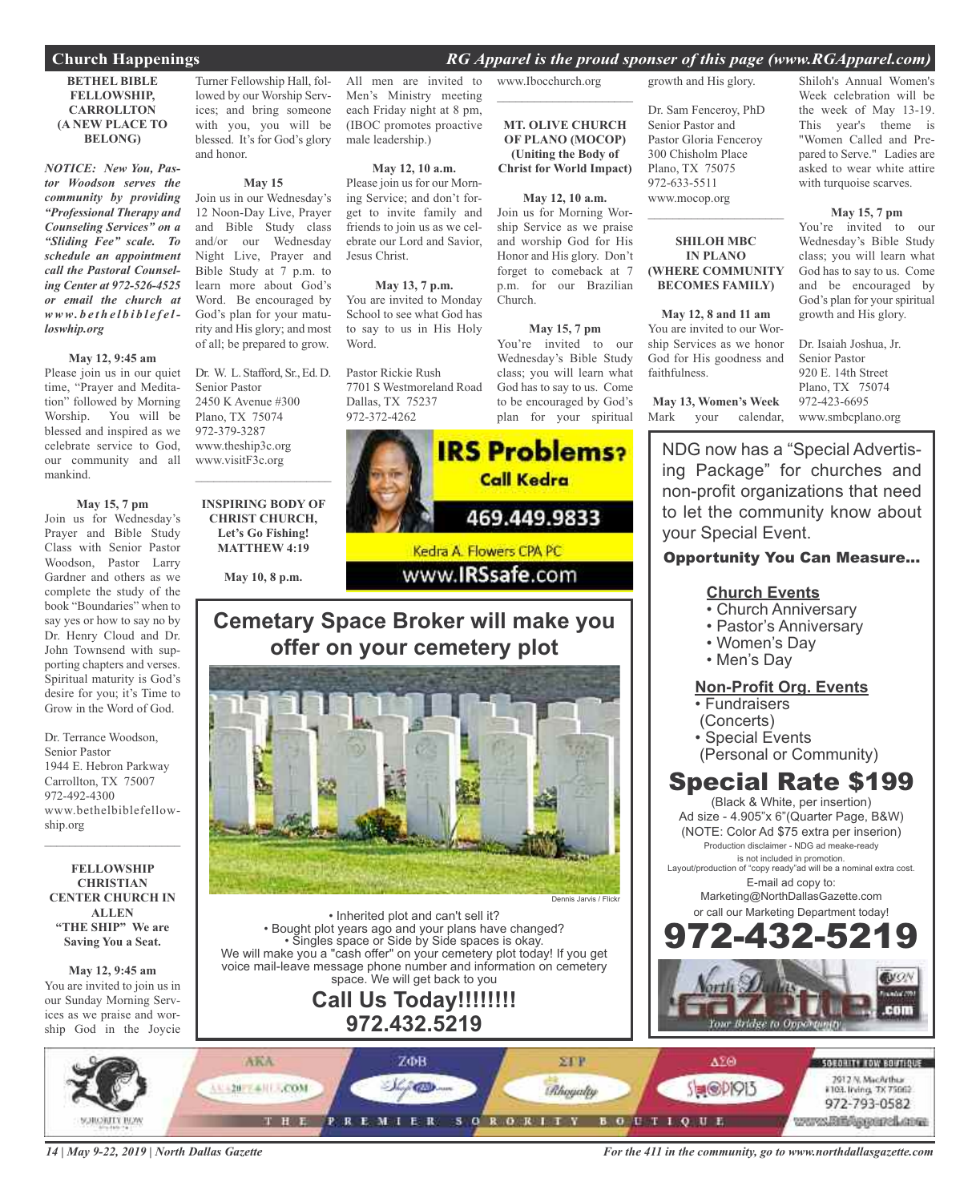## Church Happenings

*RG Apparel is the proud sponsor of this page (www.RGApparel.com)*

**BETHEL BIBLE FELLOWSHIP, CARROLLTON (A NEW PLACE TO BELONG)**

***NOTICE: New You, Pastor Woodson serves the community by providing "Professional Therapy and Counseling Services" on a "Sliding Fee" scale. To schedule an appointment call the Pastoral Counseling Center at 972-526-4525 or email the church at www.bethelbiblefelloswhip.org***

**May 12, 9:45 am**
Please join us in our quiet time, "Prayer and Meditation" followed by Morning Worship. You will be blessed and inspired as we celebrate service to God, our community and all mankind.

**May 15, 7 pm**
Join us for Wednesday's Prayer and Bible Study Class with Senior Pastor Woodson, Pastor Larry Gardner and others as we complete the study of the book "Boundaries" when to say yes or how to say no by Dr. Henry Cloud and Dr. John Townsend with supporting chapters and verses. Spiritual maturity is God's desire for you; it's Time to Grow in the Word of God.

Dr. Terrance Woodson,
Senior Pastor
1944 E. Hebron Parkway
Carrollton, TX 75007
972-492-4300
www.bethelbiblefellowship.org

---

**FELLOWSHIP CHRISTIAN CENTER CHURCH IN ALLEN "THE SHIP" We are Saving You a Seat.**

**May 12, 9:45 am**
You are invited to join us in our Sunday Morning Services as we praise and worship God in the Joycie Turner Fellowship Hall, followed by our Worship Services; and bring someone with you, you will be blessed. It's for God's glory and honor.

**May 15**
Join us in our Wednesday's 12 Noon-Day Live, Prayer and Bible Study class and/or our Wednesday Night Live, Prayer and Bible Study at 7 p.m. to learn more about God's Word. Be encouraged by God's plan for your maturity and His glory; and most of all; be prepared to grow.

Dr. W. L. Stafford, Sr., Ed. D.
Senior Pastor
2450 K Avenue #300
Plano, TX 75074
972-379-3287
www.theship3c.org
www.visitF3c.org

---

**INSPIRING BODY OF CHRIST CHURCH, Let's Go Fishing! MATTHEW 4:19**

**May 10, 8 p.m.**
All men are invited to Men's Ministry meeting each Friday night at 8 pm, (IBOC promotes proactive male leadership.)

**May 12, 10 a.m.**
Please join us for our Morning Service; and don't forget to invite family and friends to join us as we celebrate our Lord and Savior, Jesus Christ.

**May 13, 7 p.m.**
You are invited to Monday School to see what God has to say to us in His Holy Word.

Pastor Rickie Rush
7701 S Westmoreland Road
Dallas, TX 75237
972-372-4262
www.Ibocchurch.org

---

**MT. OLIVE CHURCH OF PLANO (MOCOP) (Uniting the Body of Christ for World Impact)**

**May 12, 10 a.m.**
Join us for Morning Worship Service as we praise and worship God for His Honor and His glory. Don't forget to comeback at 7 p.m. for our Brazilian Church.

**May 15, 7 pm**
You're invited to our Wednesday's Bible Study class; you will learn what God has to say to us. Come to be encouraged by God's plan for your spiritual growth and His glory.

Dr. Sam Fenceroy, PhD
Senior Pastor and
Pastor Gloria Fenceroy
300 Chisholm Place
Plano, TX 75075
972-633-5511
www.mocop.org

---

**SHILOH MBC IN PLANO (WHERE COMMUNITY BECOMES FAMILY)**

**May 12, 8 and 11 am**
You are invited to our Worship Services as we honor God for His goodness and faithfulness.

**May 13, Women's Week**
Mark your calendar, Shiloh's Annual Women's Week celebration will be the week of May 13-19. This year's theme is "Women Called and Prepared to Serve." Ladies are asked to wear white attire with turquoise scarves.

**May 15, 7 pm**
You're invited to our Wednesday's Bible Study class; you will learn what God has to say to us. Come and be encouraged by God's plan for your spiritual growth and His glory.

Dr. Isaiah Joshua, Jr.
Senior Pastor
920 E. 14th Street
Plano, TX 75074
972-423-6695
www.smbcplano.org

---

**IRS Problems? Call Kedra**
**469.449.9833**
Kedra A. Flowers CPA PC
www.IRSsafe.com

---

## Cemetary Space Broker will make you offer on your cemetery plot

Dennis Jarvis / Flickr

- Inherited plot and can't sell it?
- Bought plot years ago and your plans have changed?
- Singles space or Side by Side spaces is okay.

We will make you a "cash offer" on your cemetery plot today! If you get voice mail-leave message phone number and information on cemetery space. We will get back to you

**Call Us Today!!!!!!!!**
**972.432.5219**

---

NDG now has a "Special Advertising Package" for churches and non-profit organizations that need to let the community know about your Special Event.

**Opportunity You Can Measure...**

**Church Events**
- Church Anniversary
- Pastor's Anniversary
- Women's Day
- Men's Day

**Non-Profit Org. Events**
- Fundraisers (Concerts)
- Special Events (Personal or Community)

## Special Rate $199

(Black & White, per insertion)
Ad size - 4.905"x 6"(Quarter Page, B&W)
(NOTE: Color Ad $75 extra per inserion)
Production disclaimer - NDG ad meake-ready is not included in promotion.
Layout/production of "copy ready"ad will be a nominal extra cost.
E-mail ad copy to:
Marketing@NorthDallasGazette.com
or call our Marketing Department today!

**972-432-5219**

North Dallas Gazette .com — Your Bridge to Opportunity

---

Sorority Row — AKA — ZΦB — ΣΓΡ — ΔΣΘ — THE PREMIER SORORITY BOUTIQUE
SORORITY ROW BOUTIQUE
2912 N. MacArthur #103, Irving, TX 75062
972-793-0582
www.RGApparel.com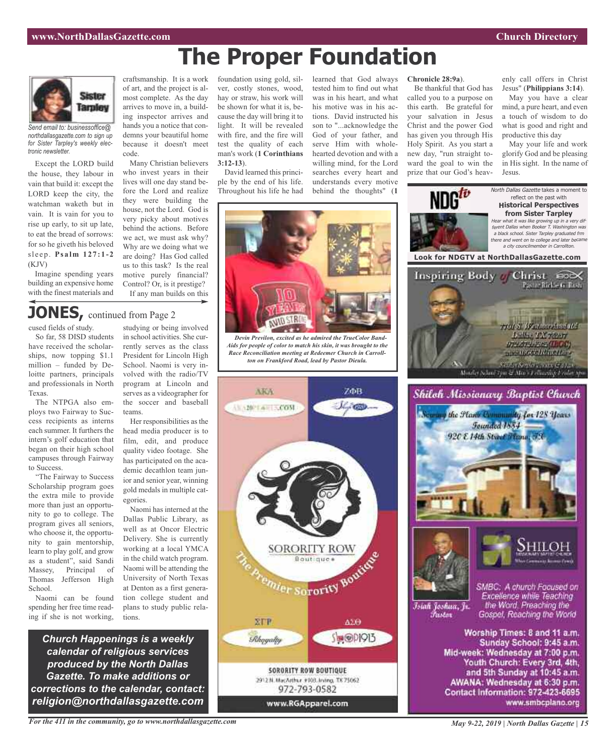# The Proper Foundation

*Send email to: businessoffice@northdallasgazette.com to sign up for Sister Tarpley's weekly electronic newsletter.*

Except the LORD build the house, they labour in vain that build it: except the LORD keep the city, the watchman waketh but in vain. It is vain for you to rise up early, to sit up late, to eat the bread of sorrows: for so he giveth his beloved sleep. **Psalm 127:1-2** (KJV)

Imagine spending years building an expensive home with the finest materials and craftsmanship. It is a work of art, and the project is almost complete. As the day arrives to move in, a building inspector arrives and hands you a notice that condemns your beautiful home because it doesn't meet code.

Many Christian believers who invest years in their lives will one day stand before the Lord and realize they were building the house, not the Lord. God is very picky about motives behind the actions. Before we act, we must ask why? Why are we doing what we are doing? Has God called us to this task? Is the real motive purely financial? Control? Or, is it prestige?

If any man builds on this foundation using gold, silver, costly stones, wood, hay or straw, his work will be shown for what it is, because the day will bring it to light. It will be revealed with fire, and the fire will test the quality of each man's work (**1 Corinthians 3:12-13**).

David learned this principle by the end of his life. Throughout his life he had learned that God always tested him to find out what was in his heart, and what his motive was in his actions. David instructed his son to "...acknowledge the God of your father, and serve Him with wholehearted devotion and with a willing mind, for the Lord searches every heart and understands every motive behind the thoughts" (**1 Chronicle 28:9a**).

Be thankful that God has called you to a purpose on this earth. Be grateful for your salvation in Jesus Christ and the power God has given you through His Holy Spirit. As you start a new day, "run straight toward the goal to win the prize that our God's heavenly call offers in Christ Jesus" (**Philippians 3:14**).

May you have a clear mind, a pure heart, and even a touch of wisdom to do what is good and right and productive this day

May your life and work glorify God and be pleasing in His sight. In the name of Jesus.

## JONES, continued from Page 2

cused fields of study.

So far, 58 DISD students have received the scholarships, now topping $1.1 million – funded by Deloitte partners, principals and professionals in North Texas.

The NTPGA also employs two Fairway to Success recipients as interns each summer. It furthers the intern's golf education that began on their high school campuses through Fairway to Success.

"The Fairway to Success Scholarship program goes the extra mile to provide more than just an opportunity to go to college. The program gives all seniors, who choose it, the opportunity to gain mentorship, learn to play golf, and grow as a student", said Sandi Massey, Principal of Thomas Jefferson High School.

Naomi can be found spending her free time reading if she is not working, studying or being involved in school activities. She currently serves as the class President for Lincoln High School. Naomi is very involved with the radio/TV program at Lincoln and serves as a videographer for the soccer and baseball teams.

Her responsibilities as the head media producer is to film, edit, and produce quality video footage. She has participated on the academic decathlon team junior and senior year, winning gold medals in multiple categories.

Naomi has interned at the Dallas Public Library, as well as at Oncor Electric Delivery. She is currently working at a local YMCA in the child watch program. Naomi will be attending the University of North Texas at Denton as a first generation college student and plans to study public relations.

***Church Happenings is a weekly calendar of religious services produced by the North Dallas Gazette. To make additions or corrections to the calendar, contact: religion@northdallasgazette.com***

*Devin Previlon, excited as he admired the TrueColor Band-Aids for people of color to match his skin, it was brought to the Race Reconciliation meeting at Redeemer Church in Carrollton on Frankford Road, lead by Pastor Dieula.*

SORORITY ROW Boutique
The Premier Sorority Boutique
SORORITY ROW BOUTIQUE
2912 N. MacArthur #103, Irving, TX 75062
972-793-0582
www.RGApparel.com

NDGtv

*North Dallas Gazette* takes a moment to reflect on the past with **Historical Perspectives from Sister Tarpley**

*Hear what it was like growing up in a very different Dallas when Booker T. Washington was a black school. Sister Tarpley graduated frm there and went on to college and later became a city councilmember in Carrollton.*

**Look for NDGTV at NorthDallasGazette.com**

Inspiring Body of Christ
Pastor Rickie G. Rush

Shiloh Missionary Baptist Church
Serving the Plano Community for 128 Years
Founded 1884
920 E 14th Street Plano, TX

SHILOH

SMBC: A church Focused on Excellence while Teaching the Word, Preaching the Gospel, Reaching the World

Isiah Joshua, Jr. Pastor

**Worship Times: 8 and 11 a.m.**
**Sunday School: 9:45 a.m.**
**Mid-week: Wednesday at 7:00 p.m.**
**Youth Church: Every 3rd, 4th, and 5th Sunday at 10:45 a.m.**
**AWANA: Wednesday at 6:30 p.m.**
**Contact Information: 972-423-6695**
**www.smbcplano.org**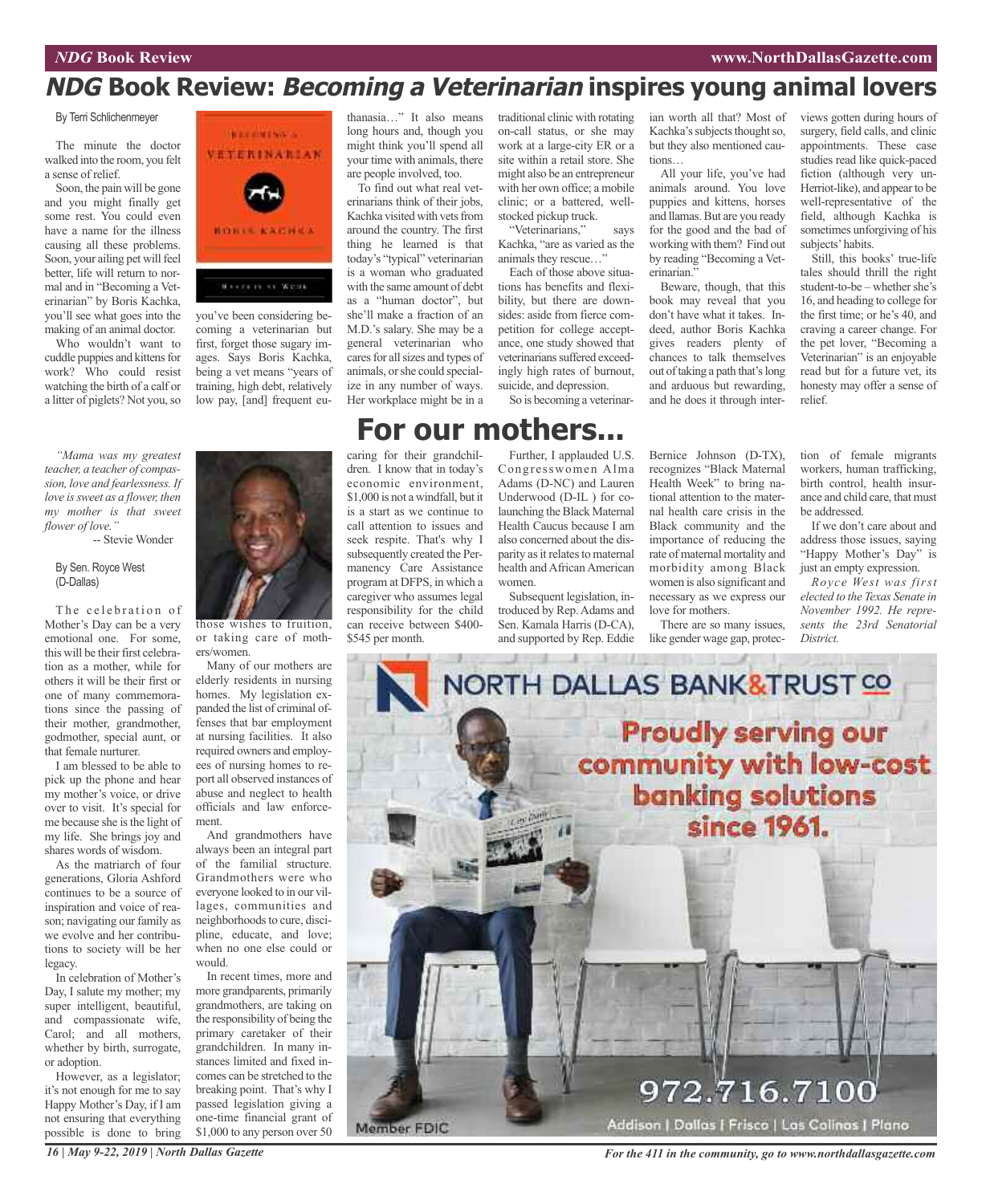# NDG Book Review: *Becoming a Veterinarian* inspires young animal lovers

By Terri Schlichenmeyer

The minute the doctor walked into the room, you felt a sense of relief.

Soon, the pain will be gone and you might finally get some rest. You could even have a name for the illness causing all these problems. Soon, your ailing pet will feel better, life will return to normal and in "Becoming a Veterinarian" by Boris Kachka, you'll see what goes into the making of an animal doctor.

Who wouldn't want to cuddle puppies and kittens for work? Who could resist watching the birth of a calf or a litter of piglets? Not you, so you've been considering becoming a veterinarian but first, forget those sugary images. Says Boris Kachka, being a vet means "years of training, high debt, relatively low pay, [and] frequent euthanasia…" It also means long hours and, though you might think you'll spend all your time with animals, there are people involved, too.

To find out what real veterinarians think of their jobs, Kachka visited with vets from around the country. The first thing he learned is that today's "typical" veterinarian is a woman who graduated with the same amount of debt as a "human doctor", but she'll make a fraction of an M.D.'s salary. She may be a general veterinarian who cares for all sizes and types of animals, or she could specialize in any number of ways. Her workplace might be in a traditional clinic with rotating on-call status, or she may work at a large-city ER or a site within a retail store. She might also be an entrepreneur with her own office; a mobile clinic; or a battered, well-stocked pickup truck.

"Veterinarians," says Kachka, "are as varied as the animals they rescue…"

Each of those above situations has benefits and flexibility, but there are downsides: aside from fierce competition for college acceptance, one study showed that veterinarians suffered exceedingly high rates of burnout, suicide, and depression.

So is becoming a veterinarian worth all that? Most of Kachka's subjects thought so, but they also mentioned cautions…

All your life, you've had animals around. You love puppies and kittens, horses and llamas. But are you ready for the good and the bad of working with them? Find out by reading "Becoming a Veterinarian."

Beware, though, that this book may reveal that you don't have what it takes. Indeed, author Boris Kachka gives readers plenty of chances to talk themselves out of taking a path that's long and arduous but rewarding, and he does it through interviews gotten during hours of surgery, field calls, and clinic appointments. These case studies read like quick-paced fiction (although very un-Herriot-like), and appear to be well-representative of the field, although Kachka is sometimes unforgiving of his subjects' habits.

Still, this books' true-life tales should thrill the right student-to-be – whether she's 16, and heading to college for the first time; or he's 40, and craving a career change. For the pet lover, "Becoming a Veterinarian" is an enjoyable read but for a future vet, its honesty may offer a sense of relief.

# For our mothers…

*"Mama was my greatest teacher, a teacher of compassion, love and fearlessness. If love is sweet as a flower, then my mother is that sweet flower of love."*

-- Stevie Wonder

By Sen. Royce West (D-Dallas)

The celebration of Mother's Day can be a very emotional one. For some, this will be their first celebration as a mother, while for others it will be their first or one of many commemorations since the passing of their mother, grandmother, godmother, special aunt, or that female nurturer.

I am blessed to be able to pick up the phone and hear my mother's voice, or drive over to visit. It's special for me because she is the light of my life. She brings joy and shares words of wisdom.

As the matriarch of four generations, Gloria Ashford continues to be a source of inspiration and voice of reason; navigating our family as we evolve and her contributions to society will be her legacy.

In celebration of Mother's Day, I salute my mother; my super intelligent, beautiful, and compassionate wife, Carol; and all mothers, whether by birth, surrogate, or adoption.

However, as a legislator; it's not enough for me to say Happy Mother's Day, if I am not ensuring that everything possible is done to bring those wishes to fruition, or taking care of mothers/women.

Many of our mothers are elderly residents in nursing homes. My legislation expanded the list of criminal offenses that bar employment at nursing facilities. It also required owners and employees of nursing homes to report all observed instances of abuse and neglect to health officials and law enforcement.

And grandmothers have always been an integral part of the familial structure. Grandmothers were who everyone looked to in our villages, communities and neighborhoods to cure, discipline, educate, and love; when no one else could or would.

In recent times, more and more grandparents, primarily grandmothers, are taking on the responsibility of being the primary caretaker of their grandchildren. In many instances limited and fixed incomes can be stretched to the breaking point. That's why I passed legislation giving a one-time financial grant of $1,000 to any person over 50 caring for their grandchildren. I know that in today's economic environment, $1,000 is not a windfall, but it is a start as we continue to call attention to issues and seek respite. That's why I subsequently created the Permanency Care Assistance program at DFPS, in which a caregiver who assumes legal responsibility for the child can receive between $400-$545 per month.

Further, I applauded U.S. Congresswomen Alma Adams (D-NC) and Lauren Underwood (D-IL ) for co-launching the Black Maternal Health Caucus because I am also concerned about the disparity as it relates to maternal health and African American women.

Subsequent legislation, introduced by Rep. Adams and Sen. Kamala Harris (D-CA), and supported by Rep. Eddie Bernice Johnson (D-TX), recognizes "Black Maternal Health Week" to bring national attention to the maternal health care crisis in the Black community and the importance of reducing the rate of maternal mortality and morbidity among Black women is also significant and necessary as we express our love for mothers.

There are so many issues, like gender wage gap, protection of female migrants workers, human trafficking, birth control, health insurance and child care, that must be addressed.

If we don't care about and address those issues, saying "Happy Mother's Day" is just an empty expression.

*Royce West was first elected to the Texas Senate in November 1992. He represents the 23rd Senatorial District.*

NORTH DALLAS BANK&TRUST CO

Proudly serving our community with low-cost banking solutions since 1961.

972.716.7100

Member FDIC

Addison | Dallas | Frisco | Las Colinas | Plano